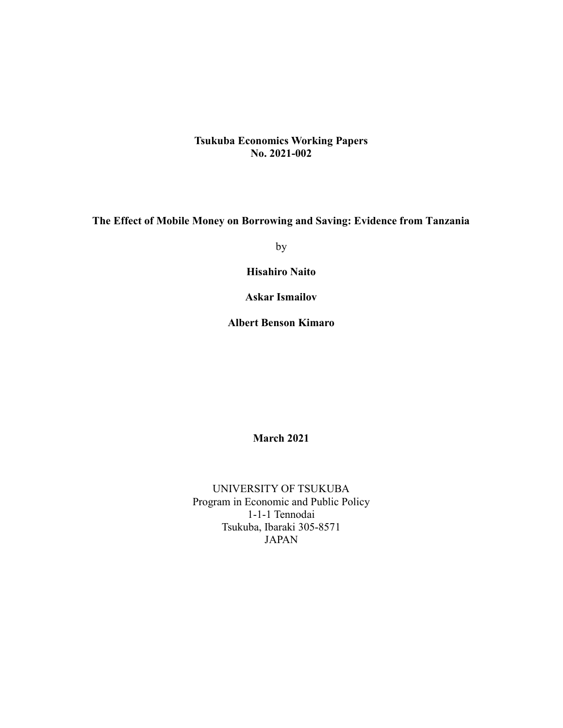**Tsukuba Economics Working Papers**
**No. 2021-002**

# The Effect of Mobile Money on Borrowing and Saving: Evidence from Tanzania

by

**Hisahiro Naito**

**Askar Ismailov**

**Albert Benson Kimaro**

**March 2021**

UNIVERSITY OF TSUKUBA
Program in Economic and Public Policy
1-1-1 Tennodai
Tsukuba, Ibaraki 305-8571
JAPAN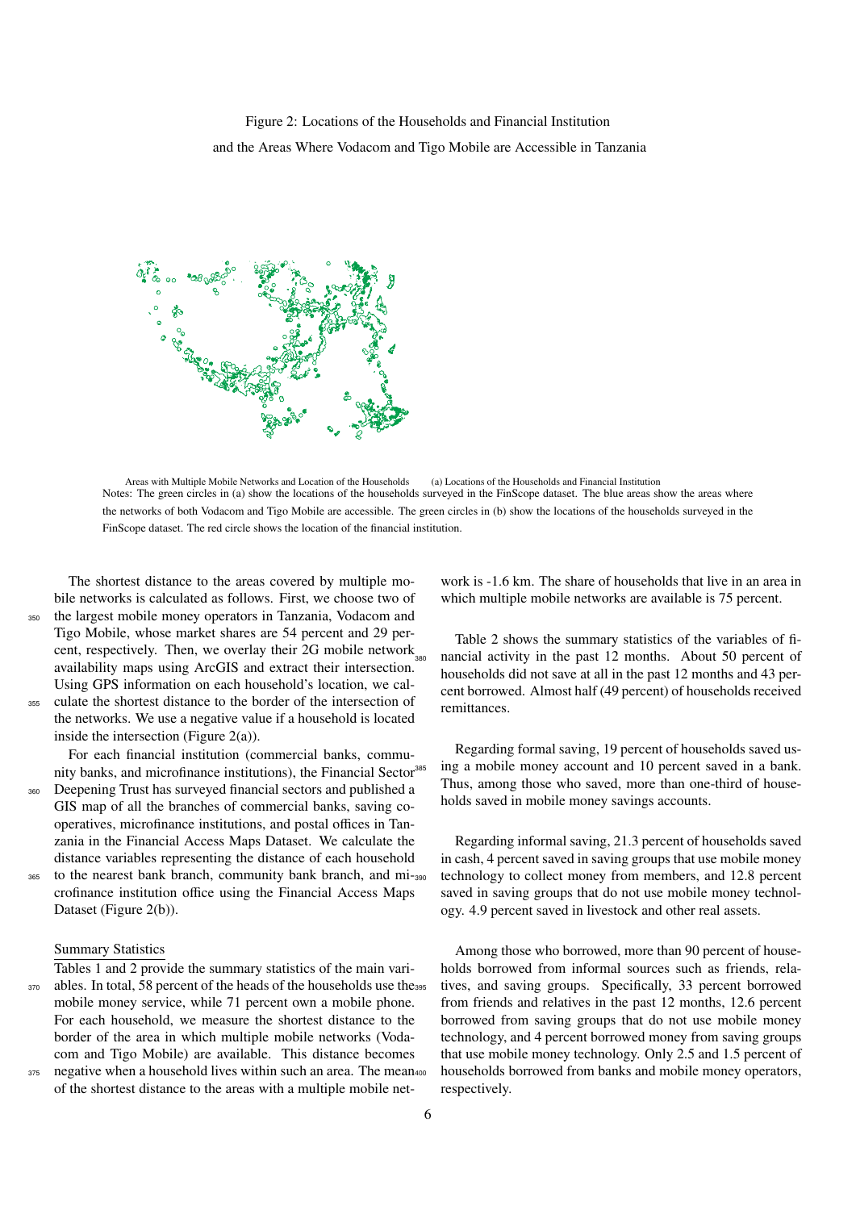Figure 2: Locations of the Households and Financial Institution

and the Areas Where Vodacom and Tigo Mobile are Accessible in Tanzania

Areas with Multiple Mobile Networks and Location of the Households (a) Locations of the Households and Financial Institution

Notes: The green circles in (a) show the locations of the households surveyed in the FinScope dataset. The blue areas show the areas where the networks of both Vodacom and Tigo Mobile are accessible. The green circles in (b) show the locations of the households surveyed in the FinScope dataset. The red circle shows the location of the financial institution.

The shortest distance to the areas covered by multiple mobile networks is calculated as follows. First, we choose two of the largest mobile money operators in Tanzania, Vodacom and Tigo Mobile, whose market shares are 54 percent and 29 percent, respectively. Then, we overlay their 2G mobile network availability maps using ArcGIS and extract their intersection. Using GPS information on each household's location, we calculate the shortest distance to the border of the intersection of the networks. We use a negative value if a household is located inside the intersection (Figure 2(a)).

For each financial institution (commercial banks, community banks, and microfinance institutions), the Financial Sector Deepening Trust has surveyed financial sectors and published a GIS map of all the branches of commercial banks, saving cooperatives, microfinance institutions, and postal offices in Tanzania in the Financial Access Maps Dataset. We calculate the distance variables representing the distance of each household to the nearest bank branch, community bank branch, and microfinance institution office using the Financial Access Maps Dataset (Figure 2(b)).

Summary Statistics

Tables 1 and 2 provide the summary statistics of the main variables. In total, 58 percent of the heads of the households use the mobile money service, while 71 percent own a mobile phone. For each household, we measure the shortest distance to the border of the area in which multiple mobile networks (Vodacom and Tigo Mobile) are available. This distance becomes negative when a household lives within such an area. The mean of the shortest distance to the areas with a multiple mobile network is -1.6 km. The share of households that live in an area in which multiple mobile networks are available is 75 percent.

Table 2 shows the summary statistics of the variables of financial activity in the past 12 months. About 50 percent of households did not save at all in the past 12 months and 43 percent borrowed. Almost half (49 percent) of households received remittances.

Regarding formal saving, 19 percent of households saved using a mobile money account and 10 percent saved in a bank. Thus, among those who saved, more than one-third of households saved in mobile money savings accounts.

Regarding informal saving, 21.3 percent of households saved in cash, 4 percent saved in saving groups that use mobile money technology to collect money from members, and 12.8 percent saved in saving groups that do not use mobile money technology. 4.9 percent saved in livestock and other real assets.

Among those who borrowed, more than 90 percent of households borrowed from informal sources such as friends, relatives, and saving groups. Specifically, 33 percent borrowed from friends and relatives in the past 12 months, 12.6 percent borrowed from saving groups that do not use mobile money technology, and 4 percent borrowed money from saving groups that use mobile money technology. Only 2.5 and 1.5 percent of households borrowed from banks and mobile money operators, respectively.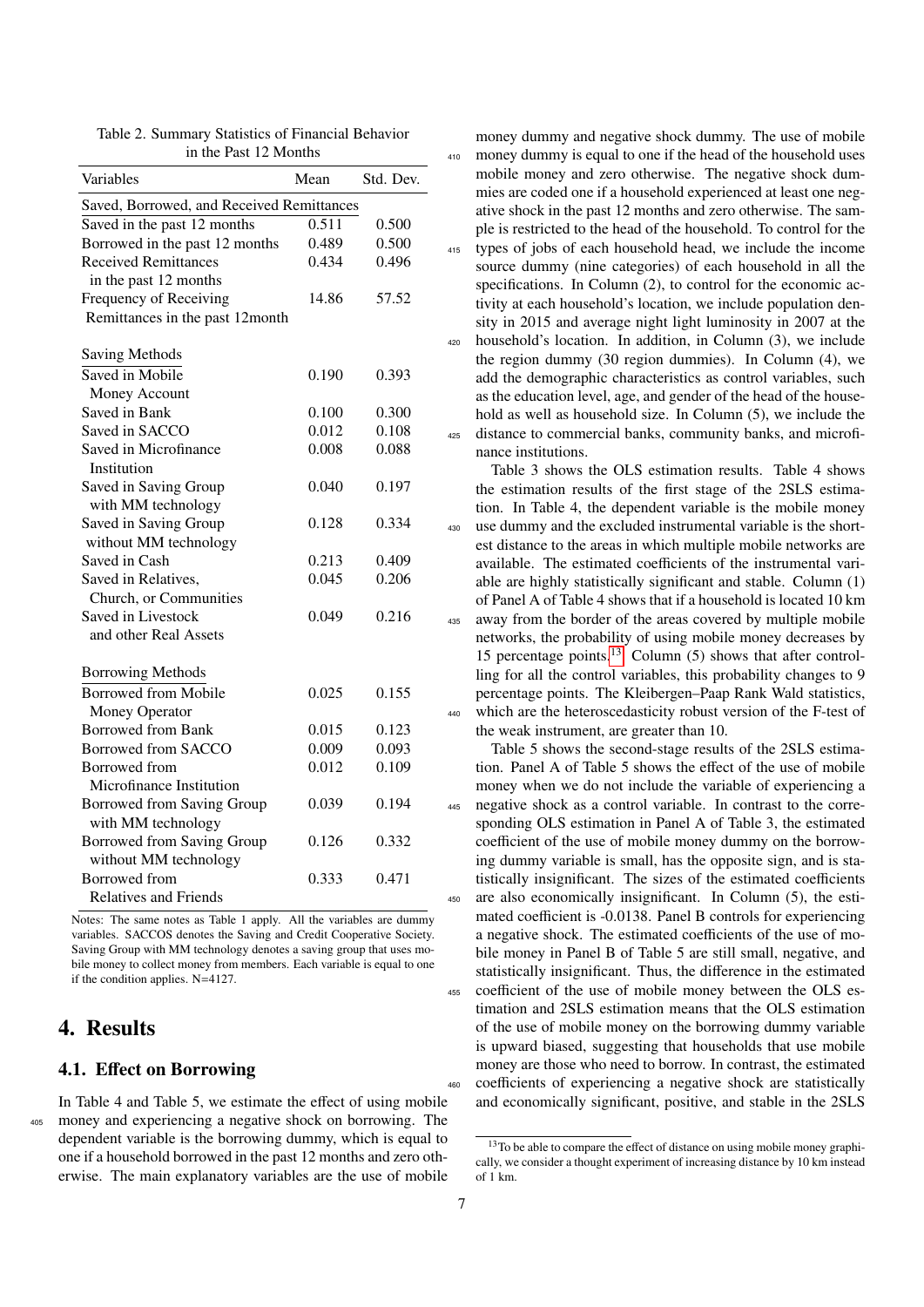Table 2. Summary Statistics of Financial Behavior in the Past 12 Months

| Variables | Mean | Std. Dev. |
|---|---|---|
| Saved, Borrowed, and Received Remittances | | |
| Saved in the past 12 months | 0.511 | 0.500 |
| Borrowed in the past 12 months | 0.489 | 0.500 |
| Received Remittances in the past 12 months | 0.434 | 0.496 |
| Frequency of Receiving Remittances in the past 12month | 14.86 | 57.52 |
| Saving Methods | | |
| Saved in Mobile Money Account | 0.190 | 0.393 |
| Saved in Bank | 0.100 | 0.300 |
| Saved in SACCO | 0.012 | 0.108 |
| Saved in Microfinance Institution | 0.008 | 0.088 |
| Saved in Saving Group with MM technology | 0.040 | 0.197 |
| Saved in Saving Group without MM technology | 0.128 | 0.334 |
| Saved in Cash | 0.213 | 0.409 |
| Saved in Relatives, Church, or Communities | 0.045 | 0.206 |
| Saved in Livestock and other Real Assets | 0.049 | 0.216 |
| Borrowing Methods | | |
| Borrowed from Mobile Money Operator | 0.025 | 0.155 |
| Borrowed from Bank | 0.015 | 0.123 |
| Borrowed from SACCO | 0.009 | 0.093 |
| Borrowed from Microfinance Institution | 0.012 | 0.109 |
| Borrowed from Saving Group with MM technology | 0.039 | 0.194 |
| Borrowed from Saving Group without MM technology | 0.126 | 0.332 |
| Borrowed from Relatives and Friends | 0.333 | 0.471 |

Notes: The same notes as Table 1 apply. All the variables are dummy variables. SACCOS denotes the Saving and Credit Cooperative Society. Saving Group with MM technology denotes a saving group that uses mobile money to collect money from members. Each variable is equal to one if the condition applies. N=4127.

# 4. Results

## 4.1. Effect on Borrowing

In Table 4 and Table 5, we estimate the effect of using mobile money and experiencing a negative shock on borrowing. The dependent variable is the borrowing dummy, which is equal to one if a household borrowed in the past 12 months and zero otherwise. The main explanatory variables are the use of mobile money dummy and negative shock dummy. The use of mobile money dummy is equal to one if the head of the household uses mobile money and zero otherwise. The negative shock dummies are coded one if a household experienced at least one negative shock in the past 12 months and zero otherwise. The sample is restricted to the head of the household. To control for the types of jobs of each household head, we include the income source dummy (nine categories) of each household in all the specifications. In Column (2), to control for the economic activity at each household's location, we include population density in 2015 and average night light luminosity in 2007 at the household's location. In addition, in Column (3), we include the region dummy (30 region dummies). In Column (4), we add the demographic characteristics as control variables, such as the education level, age, and gender of the head of the household as well as household size. In Column (5), we include the distance to commercial banks, community banks, and microfinance institutions.

Table 3 shows the OLS estimation results. Table 4 shows the estimation results of the first stage of the 2SLS estimation. In Table 4, the dependent variable is the mobile money use dummy and the excluded instrumental variable is the shortest distance to the areas in which multiple mobile networks are available. The estimated coefficients of the instrumental variable are highly statistically significant and stable. Column (1) of Panel A of Table 4 shows that if a household is located 10 km away from the border of the areas covered by multiple mobile networks, the probability of using mobile money decreases by 15 percentage points.[13] Column (5) shows that after controlling for all the control variables, this probability changes to 9 percentage points. The Kleibergen–Paap Rank Wald statistics, which are the heteroscedasticity robust version of the F-test of the weak instrument, are greater than 10.

Table 5 shows the second-stage results of the 2SLS estimation. Panel A of Table 5 shows the effect of the use of mobile money when we do not include the variable of experiencing a negative shock as a control variable. In contrast to the corresponding OLS estimation in Panel A of Table 3, the estimated coefficient of the use of mobile money dummy on the borrowing dummy is small, has the opposite sign, and is statistically insignificant. The sizes of the estimated coefficients are also economically insignificant. In Column (5), the estimated coefficient is -0.0138. Panel B controls for experiencing a negative shock. The estimated coefficients of the use of mobile money in Panel B of Table 5 are still small, negative, and statistically insignificant. Thus, the difference in the estimated coefficient of the use of mobile money between the OLS estimation and 2SLS estimation means that the OLS estimation of the use of mobile money on the borrowing dummy variable is upward biased, suggesting that households that use mobile money are those who need to borrow. In contrast, the estimated coefficients of experiencing a negative shock are statistically and economically significant, positive, and stable in the 2SLS

[13] To be able to compare the effect of distance on using mobile money graphically, we consider a thought experiment of increasing distance by 10 km instead of 1 km.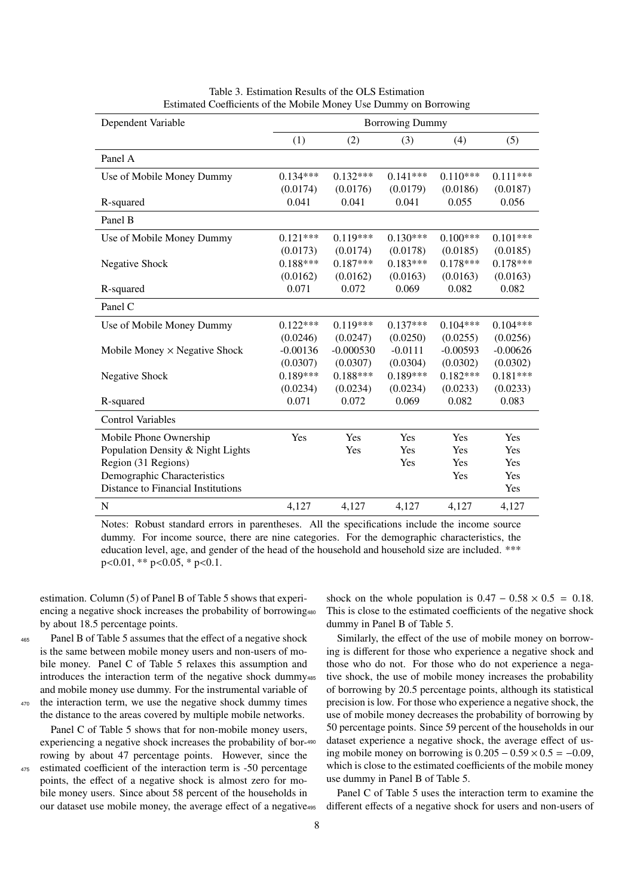Table 3. Estimation Results of the OLS Estimation
Estimated Coefficients of the Mobile Money Use Dummy on Borrowing

| Dependent Variable | Borrowing Dummy | | | | |
|---|---|---|---|---|---|
| | (1) | (2) | (3) | (4) | (5) |
| **Panel A** | | | | | |
| Use of Mobile Money Dummy | 0.134*** | 0.132*** | 0.141*** | 0.110*** | 0.111*** |
| | (0.0174) | (0.0176) | (0.0179) | (0.0186) | (0.0187) |
| R-squared | 0.041 | 0.041 | 0.041 | 0.055 | 0.056 |
| **Panel B** | | | | | |
| Use of Mobile Money Dummy | 0.121*** | 0.119*** | 0.130*** | 0.100*** | 0.101*** |
| | (0.0173) | (0.0174) | (0.0178) | (0.0185) | (0.0185) |
| Negative Shock | 0.188*** | 0.187*** | 0.183*** | 0.178*** | 0.178*** |
| | (0.0162) | (0.0162) | (0.0163) | (0.0163) | (0.0163) |
| R-squared | 0.071 | 0.072 | 0.069 | 0.082 | 0.082 |
| **Panel C** | | | | | |
| Use of Mobile Money Dummy | 0.122*** | 0.119*** | 0.137*** | 0.104*** | 0.104*** |
| | (0.0246) | (0.0247) | (0.0250) | (0.0255) | (0.0256) |
| Mobile Money × Negative Shock | -0.00136 | -0.000530 | -0.0111 | -0.00593 | -0.00626 |
| | (0.0307) | (0.0307) | (0.0304) | (0.0302) | (0.0302) |
| Negative Shock | 0.189*** | 0.188*** | 0.189*** | 0.182*** | 0.181*** |
| | (0.0234) | (0.0234) | (0.0234) | (0.0233) | (0.0233) |
| R-squared | 0.071 | 0.072 | 0.069 | 0.082 | 0.083 |
| **Control Variables** | | | | | |
| Mobile Phone Ownership | Yes | Yes | Yes | Yes | Yes |
| Population Density & Night Lights | | Yes | Yes | Yes | Yes |
| Region (31 Regions) | | | Yes | Yes | Yes |
| Demographic Characteristics | | | | Yes | Yes |
| Distance to Financial Institutions | | | | | Yes |
| N | 4,127 | 4,127 | 4,127 | 4,127 | 4,127 |

Notes: Robust standard errors in parentheses. All the specifications include the income source dummy. For income source, there are nine categories. For the demographic characteristics, the education level, age, and gender of the head of the household and household size are included. *** p<0.01, ** p<0.05, * p<0.1.

estimation. Column (5) of Panel B of Table 5 shows that experiencing a negative shock increases the probability of borrowing by about 18.5 percentage points.

Panel B of Table 5 assumes that the effect of a negative shock is the same between mobile money users and non-users of mobile money. Panel C of Table 5 relaxes this assumption and introduces the interaction term of the negative shock dummy and mobile money use dummy. For the instrumental variable of the interaction term, we use the negative shock dummy times the distance to the areas covered by multiple mobile networks.

Panel C of Table 5 shows that for non-mobile money users, experiencing a negative shock increases the probability of borrowing by about 47 percentage points. However, since the estimated coefficient of the interaction term is -50 percentage points, the effect of a negative shock is almost zero for mobile money users. Since about 58 percent of the households in our dataset use mobile money, the average effect of a negative shock on the whole population is $0.47 - 0.58 \times 0.5 = 0.18$. This is close to the estimated coefficients of the negative shock dummy in Panel B of Table 5.

Similarly, the effect of the use of mobile money on borrowing is different for those who experience a negative shock and those who do not. For those who do not experience a negative shock, the use of mobile money increases the probability of borrowing by 20.5 percentage points, although its statistical precision is low. For those who experience a negative shock, the use of mobile money decreases the probability of borrowing by 50 percentage points. Since 59 percent of the households in our dataset experience a negative shock, the average effect of using mobile money on borrowing is $0.205 - 0.59 \times 0.5 = -0.09$, which is close to the estimated coefficients of the mobile money use dummy in Panel B of Table 5.

Panel C of Table 5 uses the interaction term to examine the different effects of a negative shock for users and non-users of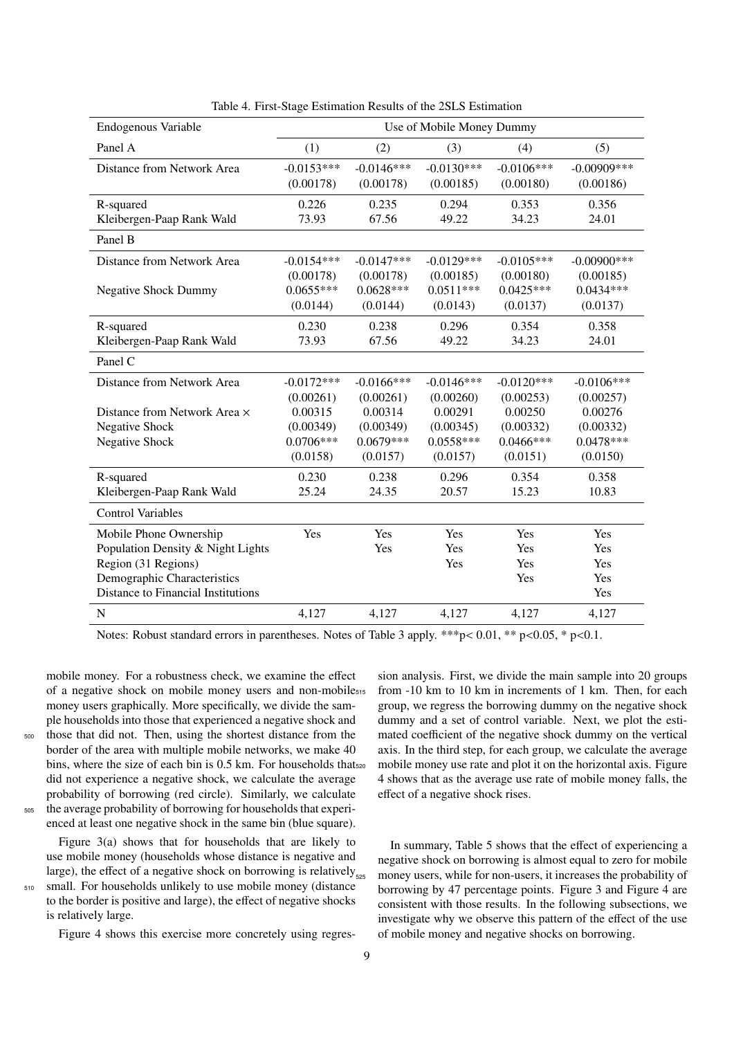Table 4. First-Stage Estimation Results of the 2SLS Estimation

| Endogenous Variable | Use of Mobile Money Dummy | | | | |
|---|---|---|---|---|---|
| Panel A | (1) | (2) | (3) | (4) | (5) |
| Distance from Network Area | -0.0153*** | -0.0146*** | -0.0130*** | -0.0106*** | -0.00909*** |
| | (0.00178) | (0.00178) | (0.00185) | (0.00180) | (0.00186) |
| R-squared | 0.226 | 0.235 | 0.294 | 0.353 | 0.356 |
| Kleibergen-Paap Rank Wald | 73.93 | 67.56 | 49.22 | 34.23 | 24.01 |
| Panel B | | | | | |
| Distance from Network Area | -0.0154*** | -0.0147*** | -0.0129*** | -0.0105*** | -0.00900*** |
| | (0.00178) | (0.00178) | (0.00185) | (0.00180) | (0.00185) |
| Negative Shock Dummy | 0.0655*** | 0.0628*** | 0.0511*** | 0.0425*** | 0.0434*** |
| | (0.0144) | (0.0144) | (0.0143) | (0.0137) | (0.0137) |
| R-squared | 0.230 | 0.238 | 0.296 | 0.354 | 0.358 |
| Kleibergen-Paap Rank Wald | 73.93 | 67.56 | 49.22 | 34.23 | 24.01 |
| Panel C | | | | | |
| Distance from Network Area | -0.0172*** | -0.0166*** | -0.0146*** | -0.0120*** | -0.0106*** |
| | (0.00261) | (0.00261) | (0.00260) | (0.00253) | (0.00257) |
| Distance from Network Area × | 0.00315 | 0.00314 | 0.00291 | 0.00250 | 0.00276 |
| Negative Shock | (0.00349) | (0.00349) | (0.00345) | (0.00332) | (0.00332) |
| Negative Shock | 0.0706*** | 0.0679*** | 0.0558*** | 0.0466*** | 0.0478*** |
| | (0.0158) | (0.0157) | (0.0157) | (0.0151) | (0.0150) |
| R-squared | 0.230 | 0.238 | 0.296 | 0.354 | 0.358 |
| Kleibergen-Paap Rank Wald | 25.24 | 24.35 | 20.57 | 15.23 | 10.83 |
| Control Variables | | | | | |
| Mobile Phone Ownership | Yes | Yes | Yes | Yes | Yes |
| Population Density & Night Lights | | Yes | Yes | Yes | Yes |
| Region (31 Regions) | | | Yes | Yes | Yes |
| Demographic Characteristics | | | | Yes | Yes |
| Distance to Financial Institutions | | | | | Yes |
| N | 4,127 | 4,127 | 4,127 | 4,127 | 4,127 |

Notes: Robust standard errors in parentheses. Notes of Table 3 apply. ***p< 0.01, ** p<0.05, * p<0.1.

mobile money. For a robustness check, we examine the effect of a negative shock on mobile money users and non-mobile money users graphically. More specifically, we divide the sample households into those that experienced a negative shock and those that did not. Then, using the shortest distance from the border of the area with multiple mobile networks, we make 40 bins, where the size of each bin is 0.5 km. For households that did not experience a negative shock, we calculate the average probability of borrowing (red circle). Similarly, we calculate the average probability of borrowing for households that experienced at least one negative shock in the same bin (blue square).

Figure 3(a) shows that for households that are likely to use mobile money (households whose distance is negative and large), the effect of a negative shock on borrowing is relatively small. For households unlikely to use mobile money (distance to the border is positive and large), the effect of negative shocks is relatively large.

Figure 4 shows this exercise more concretely using regression analysis. First, we divide the main sample into 20 groups from -10 km to 10 km in increments of 1 km. Then, for each group, we regress the borrowing dummy on the negative shock dummy and a set of control variable. Next, we plot the estimated coefficient of the negative shock dummy on the vertical axis. In the third step, for each group, we calculate the average mobile money use rate and plot it on the horizontal axis. Figure 4 shows that as the average use rate of mobile money falls, the effect of a negative shock rises.

In summary, Table 5 shows that the effect of experiencing a negative shock on borrowing is almost equal to zero for mobile money users, while for non-users, it increases the probability of borrowing by 47 percentage points. Figure 3 and Figure 4 are consistent with those results. In the following subsections, we investigate why we observe this pattern of the effect of the use of mobile money and negative shocks on borrowing.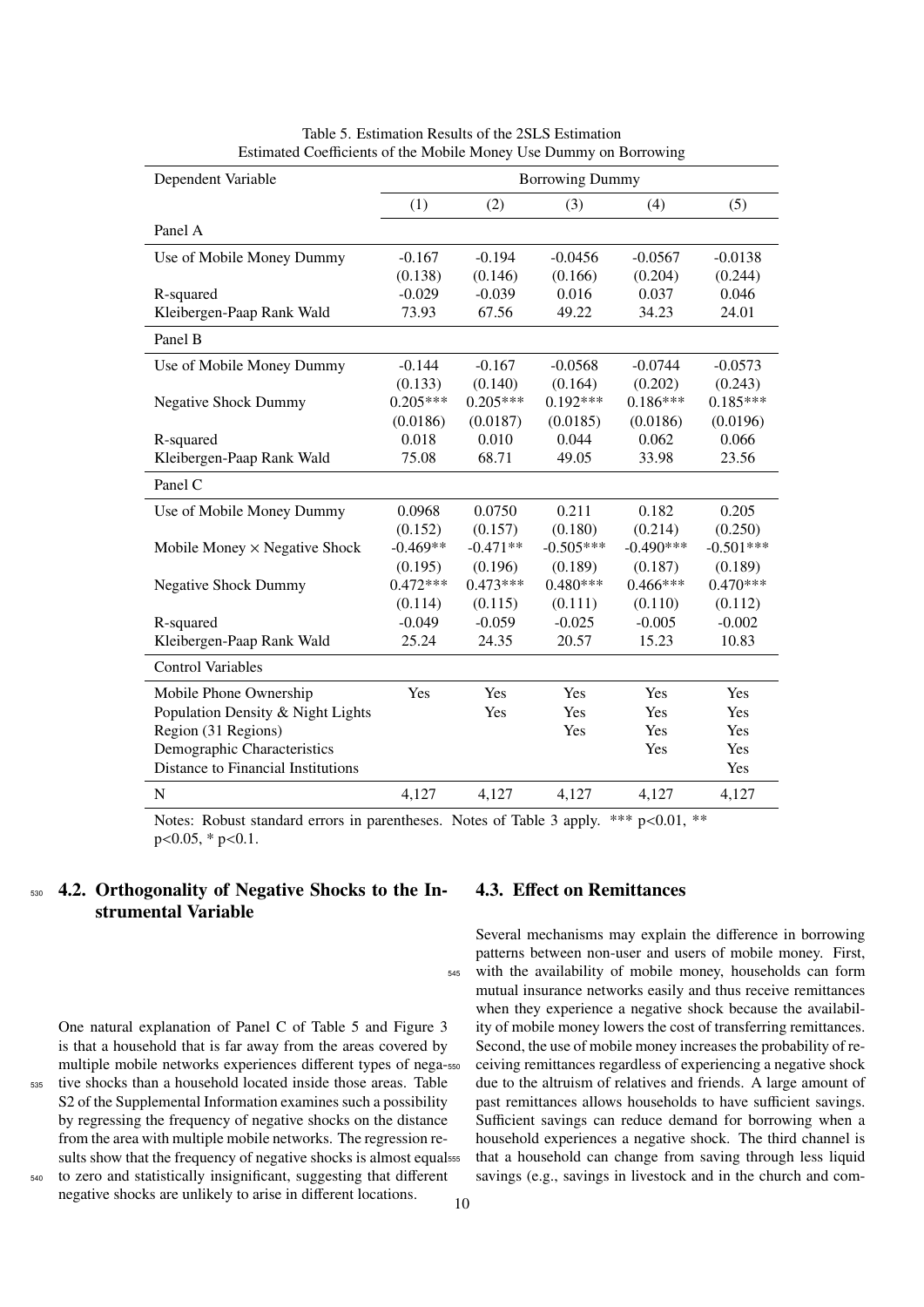Table 5. Estimation Results of the 2SLS Estimation
Estimated Coefficients of the Mobile Money Use Dummy on Borrowing

| Dependent Variable | Borrowing Dummy | | | | |
|---|---|---|---|---|---|
| | (1) | (2) | (3) | (4) | (5) |
| Panel A | | | | | |
| Use of Mobile Money Dummy | -0.167 | -0.194 | -0.0456 | -0.0567 | -0.0138 |
| | (0.138) | (0.146) | (0.166) | (0.204) | (0.244) |
| R-squared | -0.029 | -0.039 | 0.016 | 0.037 | 0.046 |
| Kleibergen-Paap Rank Wald | 73.93 | 67.56 | 49.22 | 34.23 | 24.01 |
| Panel B | | | | | |
| Use of Mobile Money Dummy | -0.144 | -0.167 | -0.0568 | -0.0744 | -0.0573 |
| | (0.133) | (0.140) | (0.164) | (0.202) | (0.243) |
| Negative Shock Dummy | 0.205*** | 0.205*** | 0.192*** | 0.186*** | 0.185*** |
| | (0.0186) | (0.0187) | (0.0185) | (0.0186) | (0.0196) |
| R-squared | 0.018 | 0.010 | 0.044 | 0.062 | 0.066 |
| Kleibergen-Paap Rank Wald | 75.08 | 68.71 | 49.05 | 33.98 | 23.56 |
| Panel C | | | | | |
| Use of Mobile Money Dummy | 0.0968 | 0.0750 | 0.211 | 0.182 | 0.205 |
| | (0.152) | (0.157) | (0.180) | (0.214) | (0.250) |
| Mobile Money × Negative Shock | -0.469** | -0.471** | -0.505*** | -0.490*** | -0.501*** |
| | (0.195) | (0.196) | (0.189) | (0.187) | (0.189) |
| Negative Shock Dummy | 0.472*** | 0.473*** | 0.480*** | 0.466*** | 0.470*** |
| | (0.114) | (0.115) | (0.111) | (0.110) | (0.112) |
| R-squared | -0.049 | -0.059 | -0.025 | -0.005 | -0.002 |
| Kleibergen-Paap Rank Wald | 25.24 | 24.35 | 20.57 | 15.23 | 10.83 |
| Control Variables | | | | | |
| Mobile Phone Ownership | Yes | Yes | Yes | Yes | Yes |
| Population Density & Night Lights | | Yes | Yes | Yes | Yes |
| Region (31 Regions) | | | Yes | Yes | Yes |
| Demographic Characteristics | | | | Yes | Yes |
| Distance to Financial Institutions | | | | | Yes |
| N | 4,127 | 4,127 | 4,127 | 4,127 | 4,127 |

Notes: Robust standard errors in parentheses. Notes of Table 3 apply. *** p<0.01, ** p<0.05, * p<0.1.

## 4.2. Orthogonality of Negative Shocks to the Instrumental Variable

One natural explanation of Panel C of Table 5 and Figure 3 is that a household that is far away from the areas covered by multiple mobile networks experiences different types of negative shocks than a household located inside those areas. Table S2 of the Supplemental Information examines such a possibility by regressing the frequency of negative shocks on the distance from the area with multiple mobile networks. The regression results show that the frequency of negative shocks is almost equal to zero and statistically insignificant, suggesting that different negative shocks are unlikely to arise in different locations.

## 4.3. Effect on Remittances

Several mechanisms may explain the difference in borrowing patterns between non-user and users of mobile money. First, with the availability of mobile money, households can form mutual insurance networks easily and thus receive remittances when they experience a negative shock because the availability of mobile money lowers the cost of transferring remittances. Second, the use of mobile money increases the probability of receiving remittances regardless of experiencing a negative shock due to the altruism of relatives and friends. A large amount of past remittances allows households to have sufficient savings. Sufficient savings can reduce demand for borrowing when a household experiences a negative shock. The third channel is that a household can change from saving through less liquid savings (e.g., savings in livestock and in the church and com-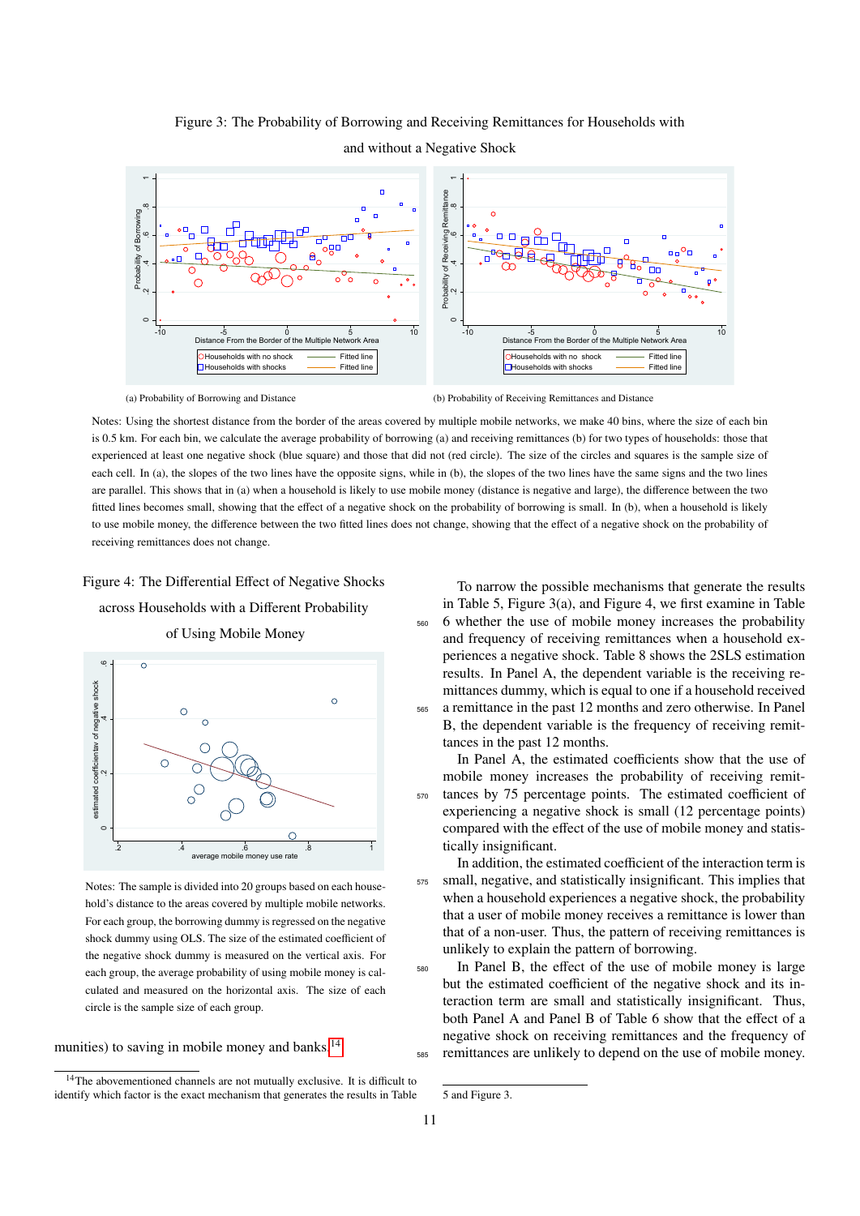Figure 3: The Probability of Borrowing and Receiving Remittances for Households with and without a Negative Shock

(a) Probability of Borrowing and Distance

(b) Probability of Receiving Remittances and Distance

Notes: Using the shortest distance from the border of the areas covered by multiple mobile networks, we make 40 bins, where the size of each bin is 0.5 km. For each bin, we calculate the average probability of borrowing (a) and receiving remittances (b) for two types of households: those that experienced at least one negative shock (blue square) and those that did not (red circle). The size of the circles and squares is the sample size of each cell. In (a), the slopes of the two lines have the opposite signs, while in (b), the slopes of the two lines have the same signs and the two lines are parallel. This shows that in (a) when a household is likely to use mobile money (distance is negative and large), the difference between the two fitted lines becomes small, showing that the effect of a negative shock on the probability of borrowing is small. In (b), when a household is likely to use mobile money, the difference between the two fitted lines does not change, showing that the effect of a negative shock on the probability of receiving remittances does not change.

Figure 4: The Differential Effect of Negative Shocks across Households with a Different Probability of Using Mobile Money

Notes: The sample is divided into 20 groups based on each household's distance to the areas covered by multiple mobile networks. For each group, the borrowing dummy is regressed on the negative shock dummy using OLS. The size of the estimated coefficient of the negative shock dummy is measured on the vertical axis. For each group, the average probability of using mobile money is calculated and measured on the horizontal axis. The size of each circle is the sample size of each group.

munities) to saving in mobile money and banks.[14]

To narrow the possible mechanisms that generate the results in Table 5, Figure 3(a), and Figure 4, we first examine in Table 6 whether the use of mobile money increases the probability and frequency of receiving remittances when a household experiences a negative shock. Table 8 shows the 2SLS estimation results. In Panel A, the dependent variable is the receiving remittances dummy, which is equal to one if a household received a remittance in the past 12 months and zero otherwise. In Panel B, the dependent variable is the frequency of receiving remittances in the past 12 months.

In Panel A, the estimated coefficients show that the use of mobile money increases the probability of receiving remittances by 75 percentage points. The estimated coefficient of experiencing a negative shock is small (12 percentage points) compared with the effect of the use of mobile money and statistically insignificant.

In addition, the estimated coefficient of the interaction term is small, negative, and statistically insignificant. This implies that when a household experiences a negative shock, the probability that a user of mobile money receives a remittance is lower than that of a non-user. Thus, the pattern of receiving remittances is unlikely to explain the pattern of borrowing.

In Panel B, the effect of the use of mobile money is large but the estimated coefficient of the negative shock and its interaction term are small and statistically insignificant. Thus, both Panel A and Panel B of Table 6 show that the effect of a negative shock on receiving remittances and the frequency of remittances are unlikely to depend on the use of mobile money.

[14] The abovementioned channels are not mutually exclusive. It is difficult to identify which factor is the exact mechanism that generates the results in Table 5 and Figure 3.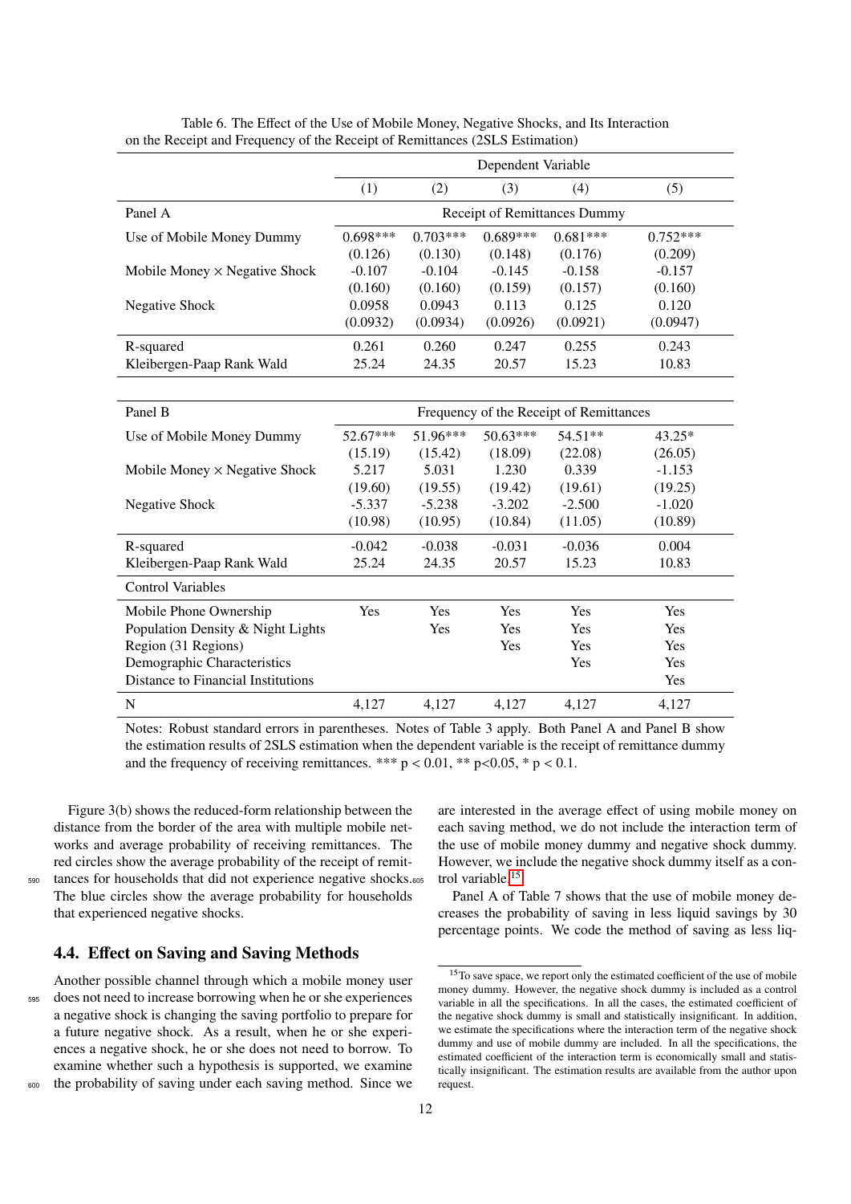Table 6. The Effect of the Use of Mobile Money, Negative Shocks, and Its Interaction on the Receipt and Frequency of the Receipt of Remittances (2SLS Estimation)

| | Dependent Variable | | | | |
|---|---|---|---|---|---|
| | (1) | (2) | (3) | (4) | (5) |
| **Panel A** | Receipt of Remittances Dummy | | | | |
| Use of Mobile Money Dummy | 0.698*** | 0.703*** | 0.689*** | 0.681*** | 0.752*** |
| | (0.126) | (0.130) | (0.148) | (0.176) | (0.209) |
| Mobile Money × Negative Shock | -0.107 | -0.104 | -0.145 | -0.158 | -0.157 |
| | (0.160) | (0.160) | (0.159) | (0.157) | (0.160) |
| Negative Shock | 0.0958 | 0.0943 | 0.113 | 0.125 | 0.120 |
| | (0.0932) | (0.0934) | (0.0926) | (0.0921) | (0.0947) |
| R-squared | 0.261 | 0.260 | 0.247 | 0.255 | 0.243 |
| Kleibergen-Paap Rank Wald | 25.24 | 24.35 | 20.57 | 15.23 | 10.83 |
| **Panel B** | Frequency of the Receipt of Remittances | | | | |
| Use of Mobile Money Dummy | 52.67*** | 51.96*** | 50.63*** | 54.51** | 43.25* |
| | (15.19) | (15.42) | (18.09) | (22.08) | (26.05) |
| Mobile Money × Negative Shock | 5.217 | 5.031 | 1.230 | 0.339 | -1.153 |
| | (19.60) | (19.55) | (19.42) | (19.61) | (19.25) |
| Negative Shock | -5.337 | -5.238 | -3.202 | -2.500 | -1.020 |
| | (10.98) | (10.95) | (10.84) | (11.05) | (10.89) |
| R-squared | -0.042 | -0.038 | -0.031 | -0.036 | 0.004 |
| Kleibergen-Paap Rank Wald | 25.24 | 24.35 | 20.57 | 15.23 | 10.83 |
| **Control Variables** | | | | | |
| Mobile Phone Ownership | Yes | Yes | Yes | Yes | Yes |
| Population Density & Night Lights | | Yes | Yes | Yes | Yes |
| Region (31 Regions) | | | Yes | Yes | Yes |
| Demographic Characteristics | | | | Yes | Yes |
| Distance to Financial Institutions | | | | | Yes |
| N | 4,127 | 4,127 | 4,127 | 4,127 | 4,127 |

Notes: Robust standard errors in parentheses. Notes of Table 3 apply. Both Panel A and Panel B show the estimation results of 2SLS estimation when the dependent variable is the receipt of remittance dummy and the frequency of receiving remittances. *** p < 0.01, ** p<0.05, * p < 0.1.

Figure 3(b) shows the reduced-form relationship between the distance from the border of the area with multiple mobile networks and average probability of receiving remittances. The red circles show the average probability of the receipt of remittances for households that did not experience negative shocks. The blue circles show the average probability for households that experienced negative shocks.

## 4.4. Effect on Saving and Saving Methods

Another possible channel through which a mobile money user does not need to increase borrowing when he or she experiences a negative shock is changing the saving portfolio to prepare for a future negative shock. As a result, when he or she experiences a negative shock, he or she does not need to borrow. To examine whether such a hypothesis is supported, we examine the probability of saving under each saving method. Since we are interested in the average effect of using mobile money on each saving method, we do not include the interaction term of the use of mobile money dummy and negative shock dummy. However, we include the negative shock dummy itself as a control variable.[15]

Panel A of Table 7 shows that the use of mobile money decreases the probability of saving in less liquid savings by 30 percentage points. We code the method of saving as less liq-

[15] To save space, we report only the estimated coefficient of the use of mobile money dummy. However, the negative shock dummy is included as a control variable in all the specifications. In all the cases, the estimated coefficient of the negative shock dummy is small and statistically insignificant. In addition, we estimate the specifications where the interaction term of the negative shock dummy and use of mobile dummy are included. In all the specifications, the estimated coefficient of the interaction term is economically small and statistically insignificant. The estimation results are available from the author upon request.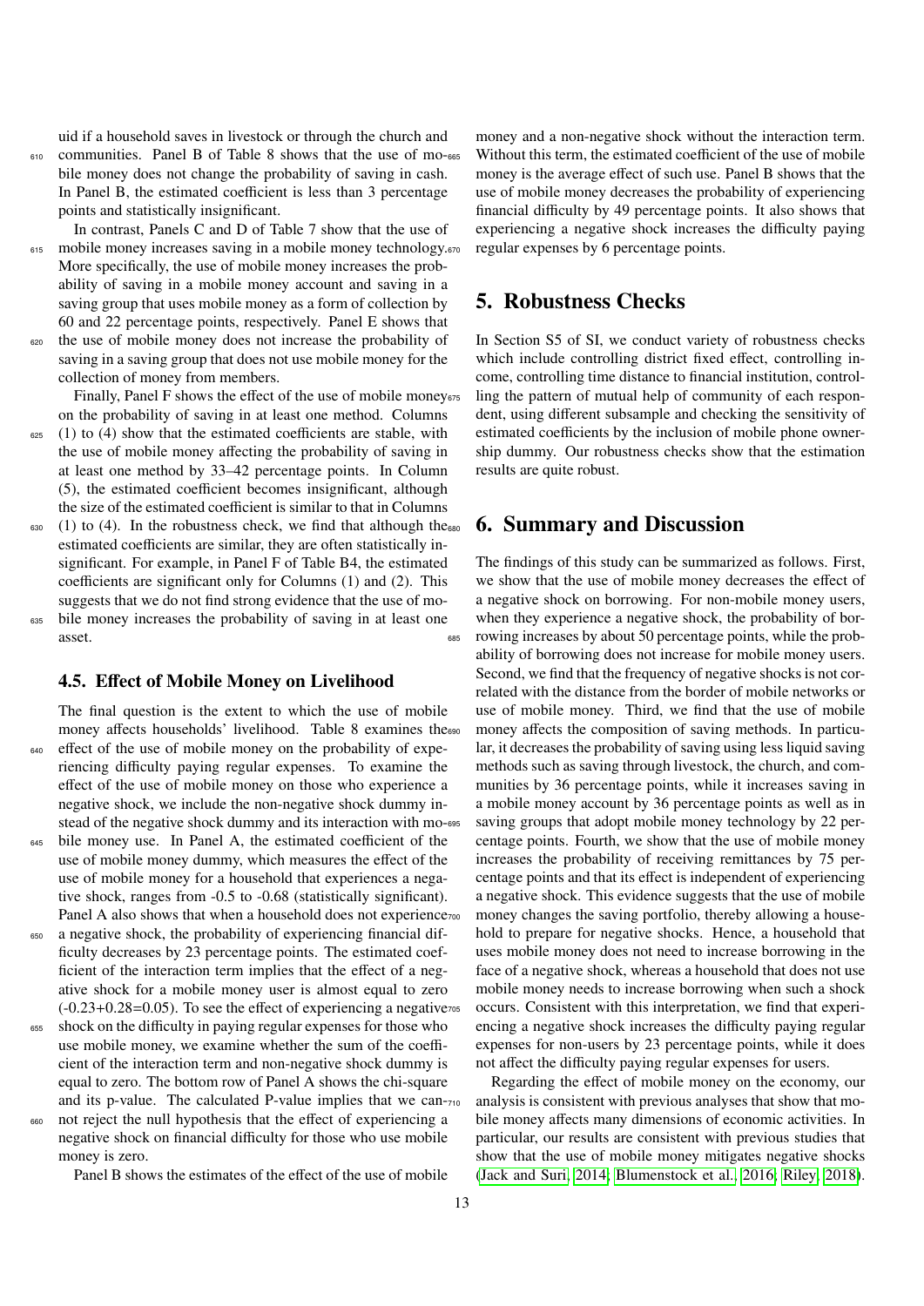uid if a household saves in livestock or through the church and communities. Panel B of Table 8 shows that the use of mobile money does not change the probability of saving in cash. In Panel B, the estimated coefficient is less than 3 percentage points and statistically insignificant.

In contrast, Panels C and D of Table 7 show that the use of mobile money increases saving in a mobile money technology. More specifically, the use of mobile money increases the probability of saving in a mobile money account and saving in a saving group that uses mobile money as a form of collection by 60 and 22 percentage points, respectively. Panel E shows that the use of mobile money does not increase the probability of saving in a saving group that does not use mobile money for the collection of money from members.

Finally, Panel F shows the effect of the use of mobile money on the probability of saving in at least one method. Columns (1) to (4) show that the estimated coefficients are stable, with the use of mobile money affecting the probability of saving in at least one method by 33–42 percentage points. In Column (5), the estimated coefficient becomes insignificant, although the size of the estimated coefficient is similar to that in Columns (1) to (4). In the robustness check, we find that although the estimated coefficients are similar, they are often statistically insignificant. For example, in Panel F of Table B4, the estimated coefficients are significant only for Columns (1) and (2). This suggests that we do not find strong evidence that the use of mobile money increases the probability of saving in at least one asset.

### 4.5. Effect of Mobile Money on Livelihood

The final question is the extent to which the use of mobile money affects households' livelihood. Table 8 examines the effect of the use of mobile money on the probability of experiencing difficulty paying regular expenses. To examine the effect of the use of mobile money on those who experience a negative shock, we include the non-negative shock dummy instead of the negative shock dummy and its interaction with mobile money use. In Panel A, the estimated coefficient of the use of mobile money dummy, which measures the effect of the use of mobile money for a household that experiences a negative shock, ranges from -0.5 to -0.68 (statistically significant). Panel A also shows that when a household does not experience a negative shock, the probability of experiencing financial difficulty decreases by 23 percentage points. The estimated coefficient of the interaction term implies that the effect of a negative shock for a mobile money user is almost equal to zero (-0.23+0.28=0.05). To see the effect of experiencing a negative shock on the difficulty in paying regular expenses for those who use mobile money, we examine whether the sum of the coefficient of the interaction term and non-negative shock dummy is equal to zero. The bottom row of Panel A shows the chi-square and its p-value. The calculated P-value implies that we cannot reject the null hypothesis that the effect of experiencing a negative shock on financial difficulty for those who use mobile money is zero.

Panel B shows the estimates of the effect of the use of mobile money and a non-negative shock without the interaction term. Without this term, the estimated coefficient of the use of mobile money is the average effect of such use. Panel B shows that the use of mobile money decreases the probability of experiencing financial difficulty by 49 percentage points. It also shows that experiencing a negative shock increases the difficulty paying regular expenses by 6 percentage points.

## 5. Robustness Checks

In Section S5 of SI, we conduct variety of robustness checks which include controlling district fixed effect, controlling income, controlling time distance to financial institution, controlling the pattern of mutual help of community of each respondent, using different subsample and checking the sensitivity of estimated coefficients by the inclusion of mobile phone ownership dummy. Our robustness checks show that the estimation results are quite robust.

## 6. Summary and Discussion

The findings of this study can be summarized as follows. First, we show that the use of mobile money decreases the effect of a negative shock on borrowing. For non-mobile money users, when they experience a negative shock, the probability of borrowing increases by about 50 percentage points, while the probability of borrowing does not increase for mobile money users. Second, we find that the frequency of negative shocks is not correlated with the distance from the border of mobile networks or use of mobile money. Third, we find that the use of mobile money affects the composition of saving methods. In particular, it decreases the probability of saving using less liquid saving methods such as saving through livestock, the church, and communities by 36 percentage points, while it increases saving in a mobile money account by 36 percentage points as well as in saving groups that adopt mobile money technology by 22 percentage points. Fourth, we show that the use of mobile money increases the probability of receiving remittances by 75 percentage points and that its effect is independent of experiencing a negative shock. This evidence suggests that the use of mobile money changes the saving portfolio, thereby allowing a household to prepare for negative shocks. Hence, a household that uses mobile money does not need to increase borrowing in the face of a negative shock, whereas a household that does not use mobile money needs to increase borrowing when such a shock occurs. Consistent with this interpretation, we find that experiencing a negative shock increases the difficulty paying regular expenses for non-users by 23 percentage points, while it does not affect the difficulty paying regular expenses for users.

Regarding the effect of mobile money on the economy, our analysis is consistent with previous analyses that show that mobile money affects many dimensions of economic activities. In particular, our results are consistent with previous studies that show that the use of mobile money mitigates negative shocks (Jack and Suri, 2014; Blumenstock et al., 2016; Riley, 2018).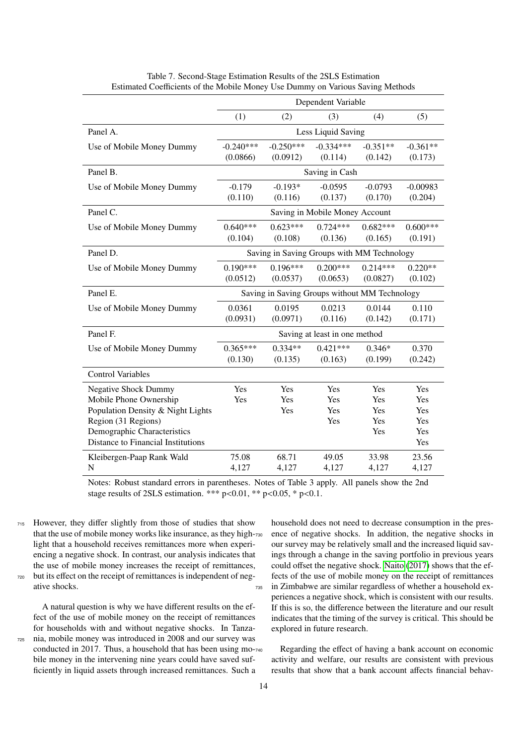Table 7. Second-Stage Estimation Results of the 2SLS Estimation
Estimated Coefficients of the Mobile Money Use Dummy on Various Saving Methods

| | Dependent Variable | | | | |
|---|---|---|---|---|---|
| | (1) | (2) | (3) | (4) | (5) |
| Panel A. | Less Liquid Saving | | | | |
| Use of Mobile Money Dummy | -0.240*** | -0.250*** | -0.334*** | -0.351** | -0.361** |
| | (0.0866) | (0.0912) | (0.114) | (0.142) | (0.173) |
| Panel B. | Saving in Cash | | | | |
| Use of Mobile Money Dummy | -0.179 | -0.193* | -0.0595 | -0.0793 | -0.00983 |
| | (0.110) | (0.116) | (0.137) | (0.170) | (0.204) |
| Panel C. | Saving in Mobile Money Account | | | | |
| Use of Mobile Money Dummy | 0.640*** | 0.623*** | 0.724*** | 0.682*** | 0.600*** |
| | (0.104) | (0.108) | (0.136) | (0.165) | (0.191) |
| Panel D. | Saving in Saving Groups with MM Technology | | | | |
| Use of Mobile Money Dummy | 0.190*** | 0.196*** | 0.200*** | 0.214*** | 0.220** |
| | (0.0512) | (0.0537) | (0.0653) | (0.0827) | (0.102) |
| Panel E. | Saving in Saving Groups without MM Technology | | | | |
| Use of Mobile Money Dummy | 0.0361 | 0.0195 | 0.0213 | 0.0144 | 0.110 |
| | (0.0931) | (0.0971) | (0.116) | (0.142) | (0.171) |
| Panel F. | Saving at least in one method | | | | |
| Use of Mobile Money Dummy | 0.365*** | 0.334** | 0.421*** | 0.346* | 0.370 |
| | (0.130) | (0.135) | (0.163) | (0.199) | (0.242) |
| Control Variables | | | | | |
| Negative Shock Dummy | Yes | Yes | Yes | Yes | Yes |
| Mobile Phone Ownership | Yes | Yes | Yes | Yes | Yes |
| Population Density & Night Lights | | Yes | Yes | Yes | Yes |
| Region (31 Regions) | | | Yes | Yes | Yes |
| Demographic Characteristics | | | | Yes | Yes |
| Distance to Financial Institutions | | | | | Yes |
| Kleibergen-Paap Rank Wald | 75.08 | 68.71 | 49.05 | 33.98 | 23.56 |
| N | 4,127 | 4,127 | 4,127 | 4,127 | 4,127 |

Notes: Robust standard errors in parentheses. Notes of Table 3 apply. All panels show the 2nd stage results of 2SLS estimation. *** p<0.01, ** p<0.05, * p<0.1.

However, they differ slightly from those of studies that show that the use of mobile money works like insurance, as they highlight that a household receives remittances more when experiencing a negative shock. In contrast, our analysis indicates that the use of mobile money increases the receipt of remittances, but its effect on the receipt of remittances is independent of negative shocks.

A natural question is why we have different results on the effect of the use of mobile money on the receipt of remittances for households with and without negative shocks. In Tanzania, mobile money was introduced in 2008 and our survey was conducted in 2017. Thus, a household that has been using mobile money in the intervening nine years could have saved sufficiently in liquid assets through increased remittances. Such a household does not need to decrease consumption in the presence of negative shocks. In addition, the negative shocks in our survey may be relatively small and the increased liquid savings through a change in the saving portfolio in previous years could offset the negative shock. Naito (2017) shows that the effects of the use of mobile money on the receipt of remittances in Zimbabwe are similar regardless of whether a household experiences a negative shock, which is consistent with our results. If this is so, the difference between the literature and our result indicates that the timing of the survey is critical. This should be explored in future research.

Regarding the effect of having a bank account on economic activity and welfare, our results are consistent with previous results that show that a bank account affects financial behav-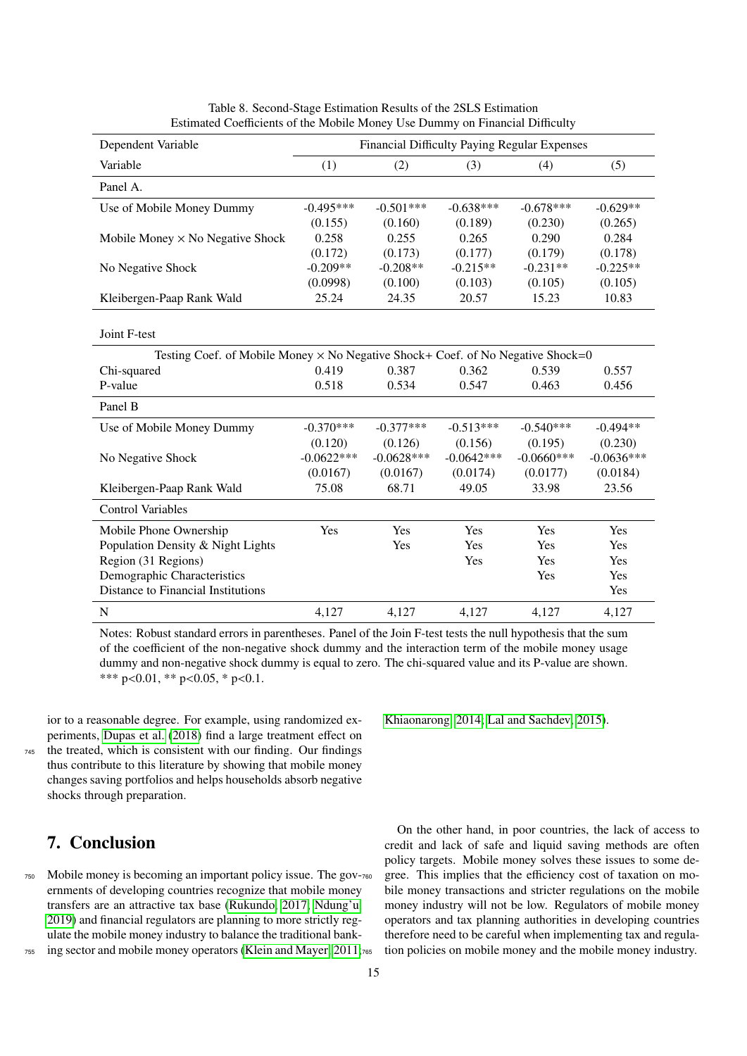Table 8. Second-Stage Estimation Results of the 2SLS Estimation
Estimated Coefficients of the Mobile Money Use Dummy on Financial Difficulty

| Dependent Variable | Financial Difficulty Paying Regular Expenses | | | | |
|---|---|---|---|---|---|
| Variable | (1) | (2) | (3) | (4) | (5) |
| **Panel A.** | | | | | |
| Use of Mobile Money Dummy | -0.495*** | -0.501*** | -0.638*** | -0.678*** | -0.629** |
| | (0.155) | (0.160) | (0.189) | (0.230) | (0.265) |
| Mobile Money × No Negative Shock | 0.258 | 0.255 | 0.265 | 0.290 | 0.284 |
| | (0.172) | (0.173) | (0.177) | (0.179) | (0.178) |
| No Negative Shock | -0.209** | -0.208** | -0.215** | -0.231** | -0.225** |
| | (0.0998) | (0.100) | (0.103) | (0.105) | (0.105) |
| Kleibergen-Paap Rank Wald | 25.24 | 24.35 | 20.57 | 15.23 | 10.83 |
| **Joint F-test** | | | | | |
| Testing Coef. of Mobile Money × No Negative Shock+ Coef. of No Negative Shock=0 | | | | | |
| Chi-squared | 0.419 | 0.387 | 0.362 | 0.539 | 0.557 |
| P-value | 0.518 | 0.534 | 0.547 | 0.463 | 0.456 |
| **Panel B** | | | | | |
| Use of Mobile Money Dummy | -0.370*** | -0.377*** | -0.513*** | -0.540*** | -0.494** |
| | (0.120) | (0.126) | (0.156) | (0.195) | (0.230) |
| No Negative Shock | -0.0622*** | -0.0628*** | -0.0642*** | -0.0660*** | -0.0636*** |
| | (0.0167) | (0.0167) | (0.0174) | (0.0177) | (0.0184) |
| Kleibergen-Paap Rank Wald | 75.08 | 68.71 | 49.05 | 33.98 | 23.56 |
| **Control Variables** | | | | | |
| Mobile Phone Ownership | Yes | Yes | Yes | Yes | Yes |
| Population Density & Night Lights | | Yes | Yes | Yes | Yes |
| Region (31 Regions) | | | Yes | Yes | Yes |
| Demographic Characteristics | | | | Yes | Yes |
| Distance to Financial Institutions | | | | | Yes |
| N | 4,127 | 4,127 | 4,127 | 4,127 | 4,127 |

Notes: Robust standard errors in parentheses. Panel of the Join F-test tests the null hypothesis that the sum of the coefficient of the non-negative shock dummy and the interaction term of the mobile money usage dummy and non-negative shock dummy is equal to zero. The chi-squared value and its P-value are shown. *** p<0.01, ** p<0.05, * p<0.1.

ior to a reasonable degree. For example, using randomized experiments, Dupas et al. (2018) find a large treatment effect on the treated, which is consistent with our finding. Our findings thus contribute to this literature by showing that mobile money changes saving portfolios and helps households absorb negative shocks through preparation.

## 7. Conclusion

Mobile money is becoming an important policy issue. The governments of developing countries recognize that mobile money transfers are an attractive tax base (Rukundo, 2017; Ndung'u, 2019) and financial regulators are planning to more strictly regulate the mobile money industry to balance the traditional banking sector and mobile money operators (Klein and Mayer, 2011; Khiaonarong, 2014; Lal and Sachdev, 2015).

On the other hand, in poor countries, the lack of access to credit and lack of safe and liquid saving methods are often policy targets. Mobile money solves these issues to some degree. This implies that the efficiency cost of taxation on mobile money transactions and stricter regulations on the mobile money industry will not be low. Regulators of mobile money operators and tax planning authorities in developing countries therefore need to be careful when implementing tax and regulation policies on mobile money and the mobile money industry.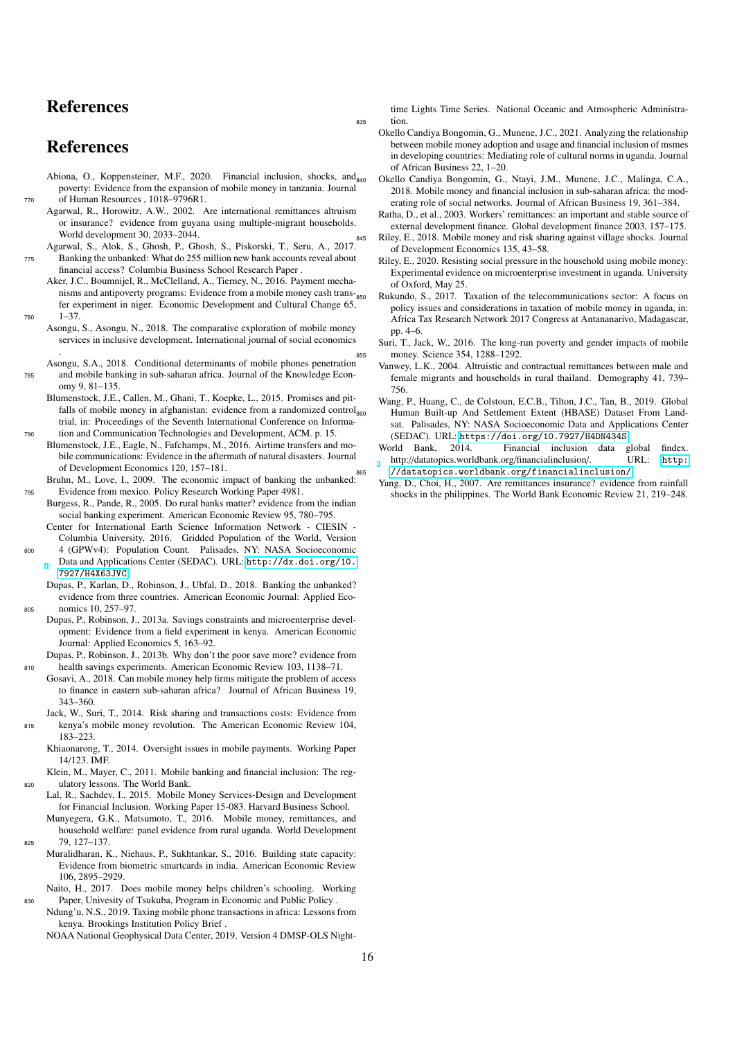# References

# References

Abiona, O., Koppensteiner, M.F., 2020. Financial inclusion, shocks, and poverty: Evidence from the expansion of mobile money in tanzania. Journal of Human Resources , 1018–9796R1.

Agarwal, R., Horowitz, A.W., 2002. Are international remittances altruism or insurance? evidence from guyana using multiple-migrant households. World development 30, 2033–2044.

Agarwal, S., Alok, S., Ghosh, P., Ghosh, S., Piskorski, T., Seru, A., 2017. Banking the unbanked: What do 255 million new bank accounts reveal about financial access? Columbia Business School Research Paper .

Aker, J.C., Boumnijel, R., McClelland, A., Tierney, N., 2016. Payment mechanisms and antipoverty programs: Evidence from a mobile money cash transfer experiment in niger. Economic Development and Cultural Change 65, 1–37.

Asongu, S., Asongu, N., 2018. The comparative exploration of mobile money services in inclusive development. International journal of social economics .

Asongu, S.A., 2018. Conditional determinants of mobile phones penetration and mobile banking in sub-saharan africa. Journal of the Knowledge Economy 9, 81–135.

Blumenstock, J.E., Callen, M., Ghani, T., Koepke, L., 2015. Promises and pitfalls of mobile money in afghanistan: evidence from a randomized control trial, in: Proceedings of the Seventh International Conference on Information and Communication Technologies and Development, ACM. p. 15.

Blumenstock, J.E., Eagle, N., Fafchamps, M., 2016. Airtime transfers and mobile communications: Evidence in the aftermath of natural disasters. Journal of Development Economics 120, 157–181.

Bruhn, M., Love, I., 2009. The economic impact of banking the unbanked: Evidence from mexico. Policy Research Working Paper 4981.

Burgess, R., Pande, R., 2005. Do rural banks matter? evidence from the indian social banking experiment. American Economic Review 95, 780–795.

Center for International Earth Science Information Network - CIESIN - Columbia University, 2016. Gridded Population of the World, Version 4 (GPWv4): Population Count. Palisades, NY: NASA Socioeconomic Data and Applications Center (SEDAC). URL: http://dx.doi.org/10.7927/H4X63JVC.

Dupas, P., Karlan, D., Robinson, J., Ubfal, D., 2018. Banking the unbanked? evidence from three countries. American Economic Journal: Applied Economics 10, 257–97.

Dupas, P., Robinson, J., 2013a. Savings constraints and microenterprise development: Evidence from a field experiment in kenya. American Economic Journal: Applied Economics 5, 163–92.

Dupas, P., Robinson, J., 2013b. Why don't the poor save more? evidence from health savings experiments. American Economic Review 103, 1138–71.

Gosavi, A., 2018. Can mobile money help firms mitigate the problem of access to finance in eastern sub-saharan africa? Journal of African Business 19, 343–360.

Jack, W., Suri, T., 2014. Risk sharing and transactions costs: Evidence from kenya's mobile money revolution. The American Economic Review 104, 183–223.

Khiaonarong, T., 2014. Oversight issues in mobile payments. Working Paper 14/123. IMF.

Klein, M., Mayer, C., 2011. Mobile banking and financial inclusion: The regulatory lessons. The World Bank.

Lal, R., Sachdev, I., 2015. Mobile Money Services-Design and Development for Financial Inclusion. Working Paper 15-083. Harvard Business School.

Munyegera, G.K., Matsumoto, T., 2016. Mobile money, remittances, and household welfare: panel evidence from rural uganda. World Development 79, 127–137.

Muralidharan, K., Niehaus, P., Sukhtankar, S., 2016. Building state capacity: Evidence from biometric smartcards in india. American Economic Review 106, 2895–2929.

Naito, H., 2017. Does mobile money helps children's schooling. Working Paper, Univesity of Tsukuba, Program in Economic and Public Policy .

Ndung'u, N.S., 2019. Taxing mobile phone transactions in africa: Lessons from kenya. Brookings Institution Policy Brief .

NOAA National Geophysical Data Center, 2019. Version 4 DMSP-OLS Nighttime Lights Time Series. National Oceanic and Atmospheric Administration.

Okello Candiya Bongomin, G., Munene, J.C., 2021. Analyzing the relationship between mobile money adoption and usage and financial inclusion of msmes in developing countries: Mediating role of cultural norms in uganda. Journal of African Business 22, 1–20.

Okello Candiya Bongomin, G., Ntayi, J.M., Munene, J.C., Malinga, C.A., 2018. Mobile money and financial inclusion in sub-saharan africa: the moderating role of social networks. Journal of African Business 19, 361–384.

Ratha, D., et al., 2003. Workers' remittances: an important and stable source of external development finance. Global development finance 2003, 157–175.

Riley, E., 2018. Mobile money and risk sharing against village shocks. Journal of Development Economics 135, 43–58.

Riley, E., 2020. Resisting social pressure in the household using mobile money: Experimental evidence on microenterprise investment in uganda. University of Oxford, May 25.

Rukundo, S., 2017. Taxation of the telecommunications sector: A focus on policy issues and considerations in taxation of mobile money in uganda, in: Africa Tax Research Network 2017 Congress at Antananarivo, Madagascar, pp. 4–6.

Suri, T., Jack, W., 2016. The long-run poverty and gender impacts of mobile money. Science 354, 1288–1292.

Vanwey, L.K., 2004. Altruistic and contractual remittances between male and female migrants and households in rural thailand. Demography 41, 739–756.

Wang, P., Huang, C., de Colstoun, E.C.B., Tilton, J.C., Tan, B., 2019. Global Human Built-up And Settlement Extent (HBASE) Dataset From Landsat. Palisades, NY: NASA Socioeconomic Data and Applications Center (SEDAC). URL: https://doi.org/10.7927/H4DN434S.

World Bank, 2014. Financial inclusion data global findex. http://datatopics.worldbank.org/financialinclusion/. URL: http://datatopics.worldbank.org/financialinclusion/.

Yang, D., Choi, H., 2007. Are remittances insurance? evidence from rainfall shocks in the philippines. The World Bank Economic Review 21, 219–248.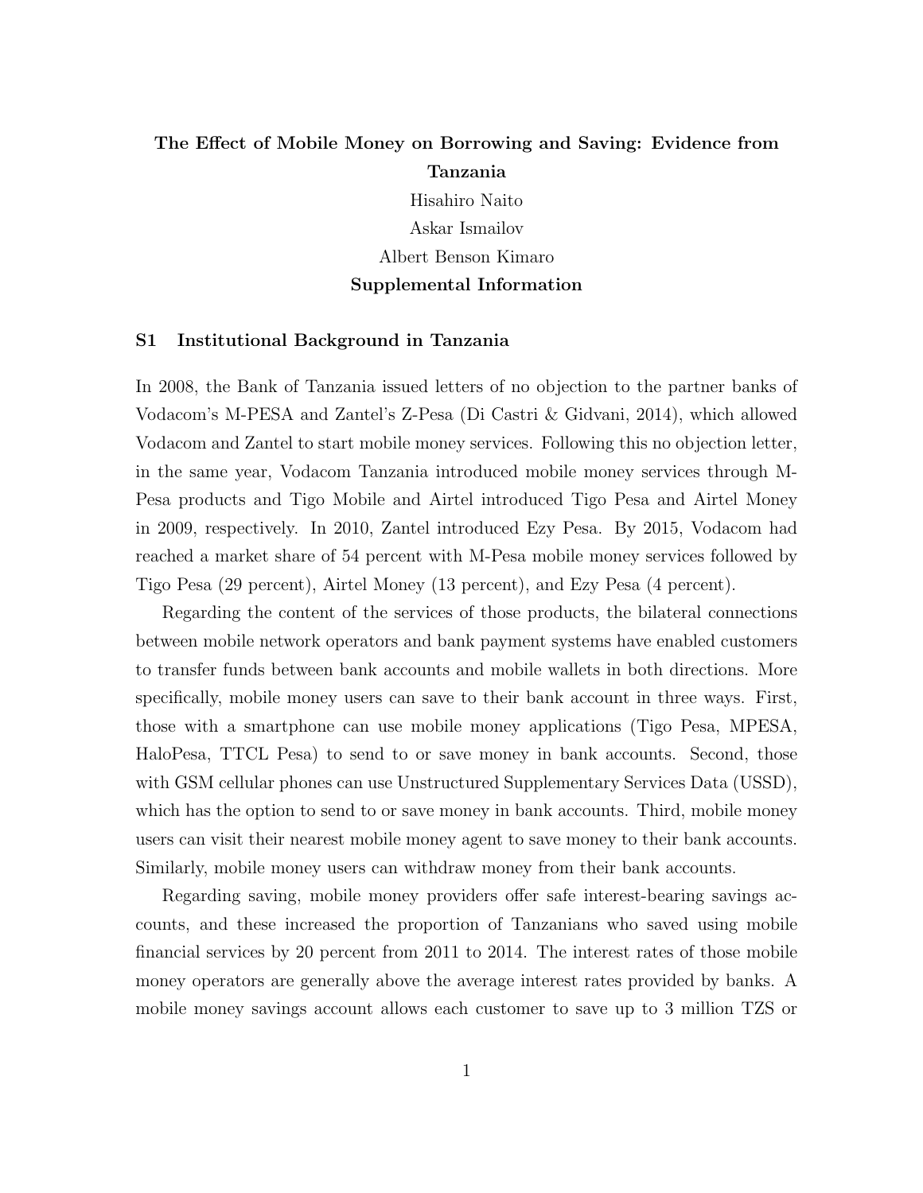**The Effect of Mobile Money on Borrowing and Saving: Evidence from Tanzania**

Hisahiro Naito

Askar Ismailov

Albert Benson Kimaro

**Supplemental Information**

## S1 Institutional Background in Tanzania

In 2008, the Bank of Tanzania issued letters of no objection to the partner banks of Vodacom's M-PESA and Zantel's Z-Pesa (Di Castri & Gidvani, 2014), which allowed Vodacom and Zantel to start mobile money services. Following this no objection letter, in the same year, Vodacom Tanzania introduced mobile money services through M-Pesa products and Tigo Mobile and Airtel introduced Tigo Pesa and Airtel Money in 2009, respectively. In 2010, Zantel introduced Ezy Pesa. By 2015, Vodacom had reached a market share of 54 percent with M-Pesa mobile money services followed by Tigo Pesa (29 percent), Airtel Money (13 percent), and Ezy Pesa (4 percent).

Regarding the content of the services of those products, the bilateral connections between mobile network operators and bank payment systems have enabled customers to transfer funds between bank accounts and mobile wallets in both directions. More specifically, mobile money users can save to their bank account in three ways. First, those with a smartphone can use mobile money applications (Tigo Pesa, MPESA, HaloPesa, TTCL Pesa) to send to or save money in bank accounts. Second, those with GSM cellular phones can use Unstructured Supplementary Services Data (USSD), which has the option to send to or save money in bank accounts. Third, mobile money users can visit their nearest mobile money agent to save money to their bank accounts. Similarly, mobile money users can withdraw money from their bank accounts.

Regarding saving, mobile money providers offer safe interest-bearing savings accounts, and these increased the proportion of Tanzanians who saved using mobile financial services by 20 percent from 2011 to 2014. The interest rates of those mobile money operators are generally above the average interest rates provided by banks. A mobile money savings account allows each customer to save up to 3 million TZS or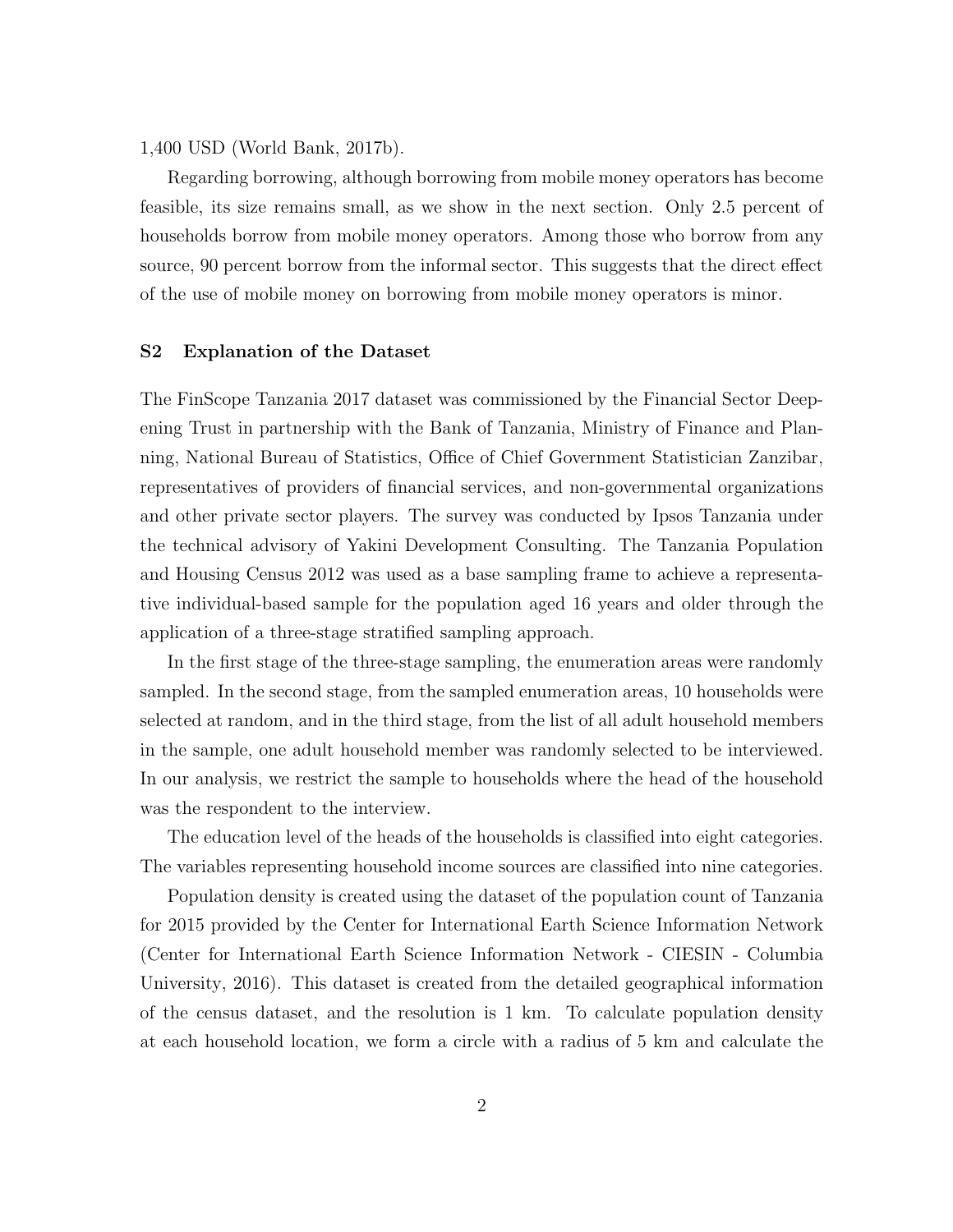1,400 USD (World Bank, 2017b).

Regarding borrowing, although borrowing from mobile money operators has become feasible, its size remains small, as we show in the next section. Only 2.5 percent of households borrow from mobile money operators. Among those who borrow from any source, 90 percent borrow from the informal sector. This suggests that the direct effect of the use of mobile money on borrowing from mobile money operators is minor.

### S2 Explanation of the Dataset

The FinScope Tanzania 2017 dataset was commissioned by the Financial Sector Deepening Trust in partnership with the Bank of Tanzania, Ministry of Finance and Planning, National Bureau of Statistics, Office of Chief Government Statistician Zanzibar, representatives of providers of financial services, and non-governmental organizations and other private sector players. The survey was conducted by Ipsos Tanzania under the technical advisory of Yakini Development Consulting. The Tanzania Population and Housing Census 2012 was used as a base sampling frame to achieve a representative individual-based sample for the population aged 16 years and older through the application of a three-stage stratified sampling approach.

In the first stage of the three-stage sampling, the enumeration areas were randomly sampled. In the second stage, from the sampled enumeration areas, 10 households were selected at random, and in the third stage, from the list of all adult household members in the sample, one adult household member was randomly selected to be interviewed. In our analysis, we restrict the sample to households where the head of the household was the respondent to the interview.

The education level of the heads of the households is classified into eight categories. The variables representing household income sources are classified into nine categories.

Population density is created using the dataset of the population count of Tanzania for 2015 provided by the Center for International Earth Science Information Network (Center for International Earth Science Information Network - CIESIN - Columbia University, 2016). This dataset is created from the detailed geographical information of the census dataset, and the resolution is 1 km. To calculate population density at each household location, we form a circle with a radius of 5 km and calculate the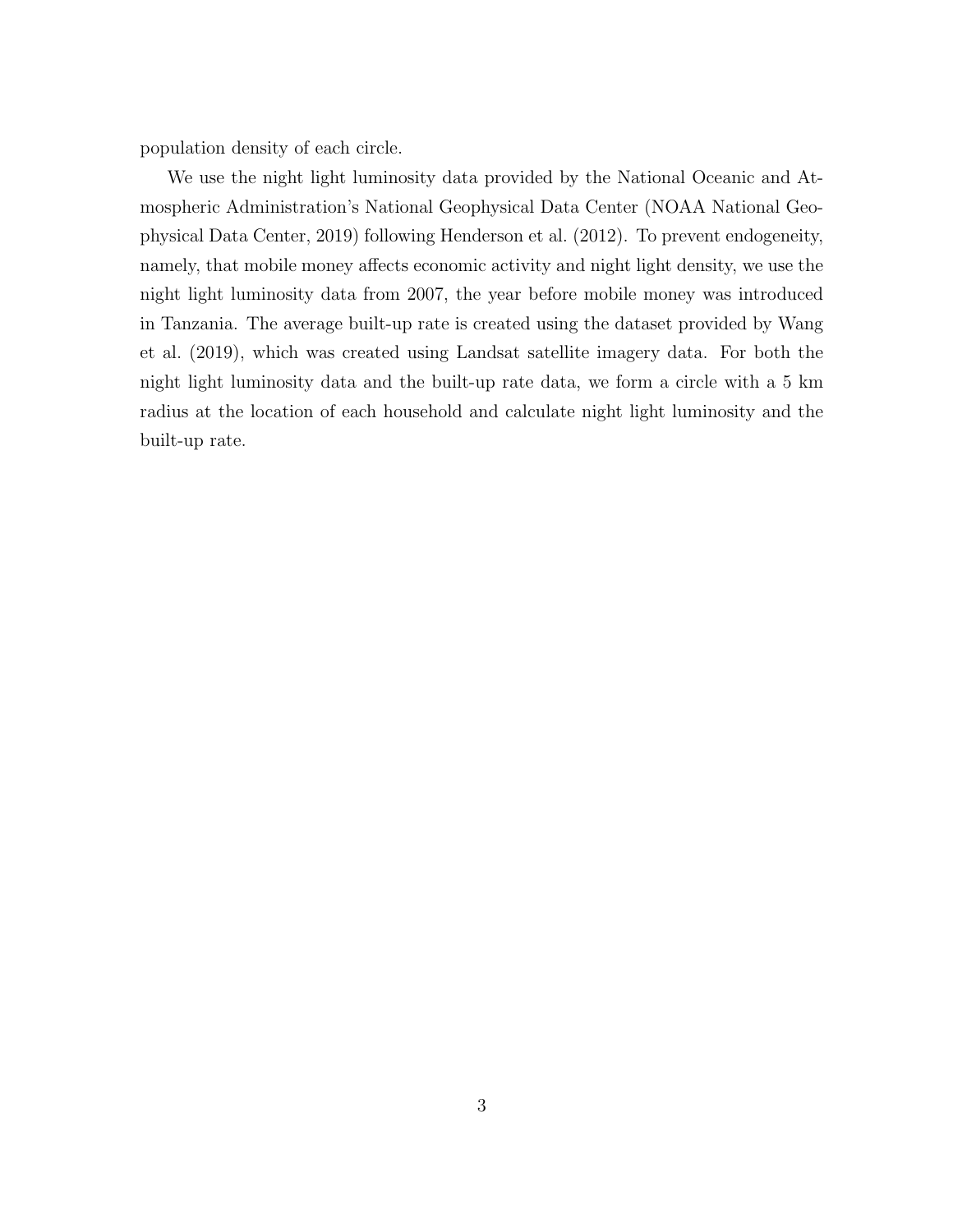population density of each circle.

We use the night light luminosity data provided by the National Oceanic and Atmospheric Administration's National Geophysical Data Center (NOAA National Geophysical Data Center, 2019) following Henderson et al. (2012). To prevent endogeneity, namely, that mobile money affects economic activity and night light density, we use the night light luminosity data from 2007, the year before mobile money was introduced in Tanzania. The average built-up rate is created using the dataset provided by Wang et al. (2019), which was created using Landsat satellite imagery data. For both the night light luminosity data and the built-up rate data, we form a circle with a 5 km radius at the location of each household and calculate night light luminosity and the built-up rate.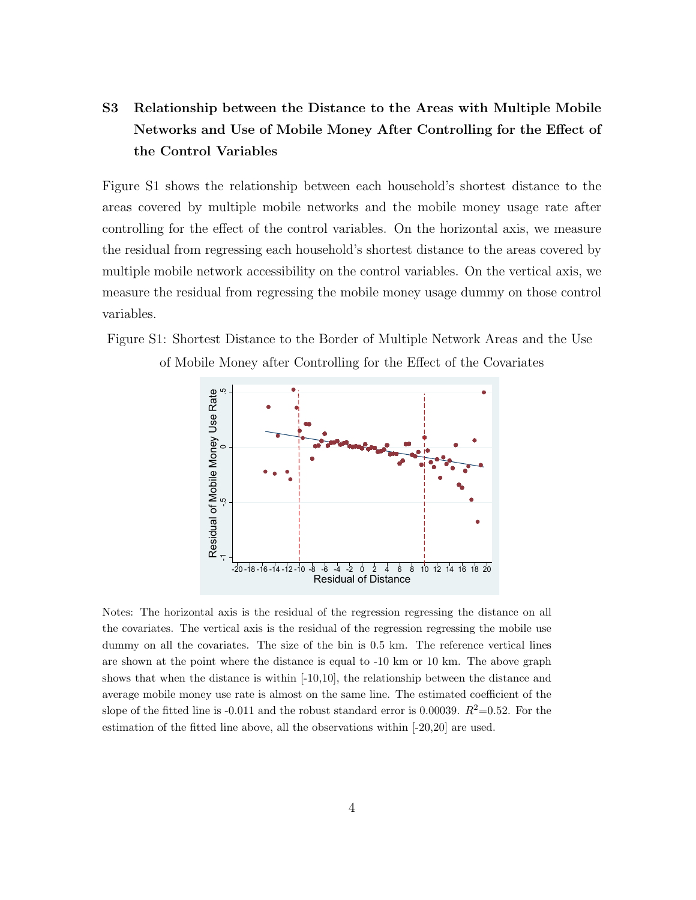## S3 Relationship between the Distance to the Areas with Multiple Mobile Networks and Use of Mobile Money After Controlling for the Effect of the Control Variables

Figure S1 shows the relationship between each household's shortest distance to the areas covered by multiple mobile networks and the mobile money usage rate after controlling for the effect of the control variables. On the horizontal axis, we measure the residual from regressing each household's shortest distance to the areas covered by multiple mobile network accessibility on the control variables. On the vertical axis, we measure the residual from regressing the mobile money usage dummy on those control variables.

Figure S1: Shortest Distance to the Border of Multiple Network Areas and the Use of Mobile Money after Controlling for the Effect of the Covariates

Notes: The horizontal axis is the residual of the regression regressing the distance on all the covariates. The vertical axis is the residual of the regression regressing the mobile use dummy on all the covariates. The size of the bin is 0.5 km. The reference vertical lines are shown at the point where the distance is equal to -10 km or 10 km. The above graph shows that when the distance is within [-10,10], the relationship between the distance and average mobile money use rate is almost on the same line. The estimated coefficient of the slope of the fitted line is -0.011 and the robust standard error is 0.00039. $R^2$=0.52. For the estimation of the fitted line above, all the observations within [-20,20] are used.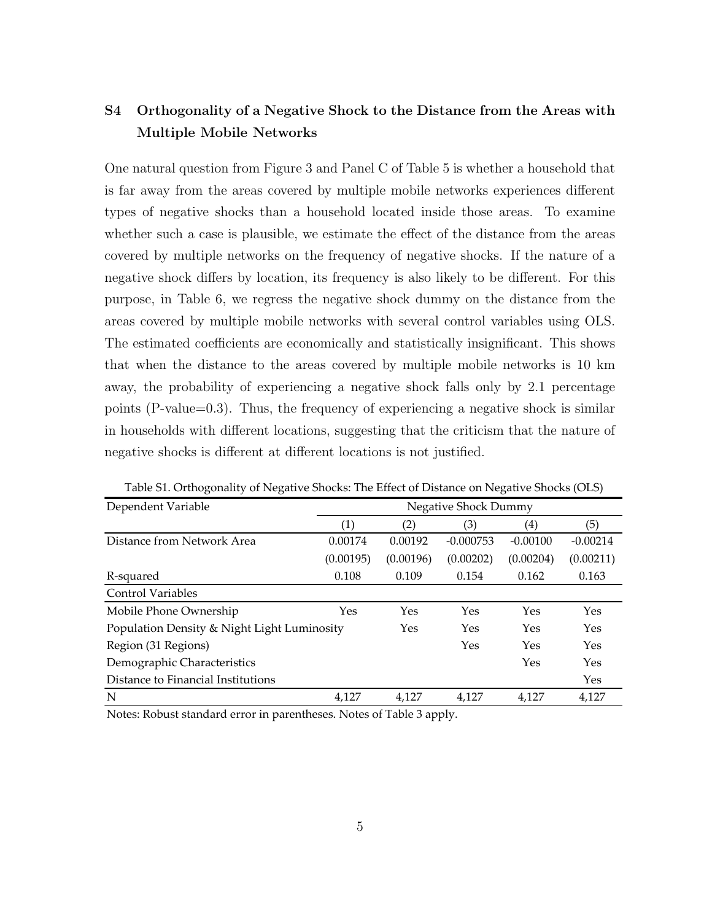## S4 Orthogonality of a Negative Shock to the Distance from the Areas with Multiple Mobile Networks

One natural question from Figure 3 and Panel C of Table 5 is whether a household that is far away from the areas covered by multiple mobile networks experiences different types of negative shocks than a household located inside those areas. To examine whether such a case is plausible, we estimate the effect of the distance from the areas covered by multiple networks on the frequency of negative shocks. If the nature of a negative shock differs by location, its frequency is also likely to be different. For this purpose, in Table 6, we regress the negative shock dummy on the distance from the areas covered by multiple mobile networks with several control variables using OLS. The estimated coefficients are economically and statistically insignificant. This shows that when the distance to the areas covered by multiple mobile networks is 10 km away, the probability of experiencing a negative shock falls only by 2.1 percentage points (P-value=0.3). Thus, the frequency of experiencing a negative shock is similar in households with different locations, suggesting that the criticism that the nature of negative shocks is different at different locations is not justified.

Table S1. Orthogonality of Negative Shocks: The Effect of Distance on Negative Shocks (OLS)

| Dependent Variable | Negative Shock Dummy | | | | |
|---|---|---|---|---|---|
| | (1) | (2) | (3) | (4) | (5) |
| Distance from Network Area | 0.00174 | 0.00192 | -0.000753 | -0.00100 | -0.00214 |
| | (0.00195) | (0.00196) | (0.00202) | (0.00204) | (0.00211) |
| R-squared | 0.108 | 0.109 | 0.154 | 0.162 | 0.163 |
| Control Variables | | | | | |
| Mobile Phone Ownership | Yes | Yes | Yes | Yes | Yes |
| Population Density & Night Light Luminosity | | Yes | Yes | Yes | Yes |
| Region (31 Regions) | | | Yes | Yes | Yes |
| Demographic Characteristics | | | | Yes | Yes |
| Distance to Financial Institutions | | | | | Yes |
| N | 4,127 | 4,127 | 4,127 | 4,127 | 4,127 |

Notes: Robust standard error in parentheses. Notes of Table 3 apply.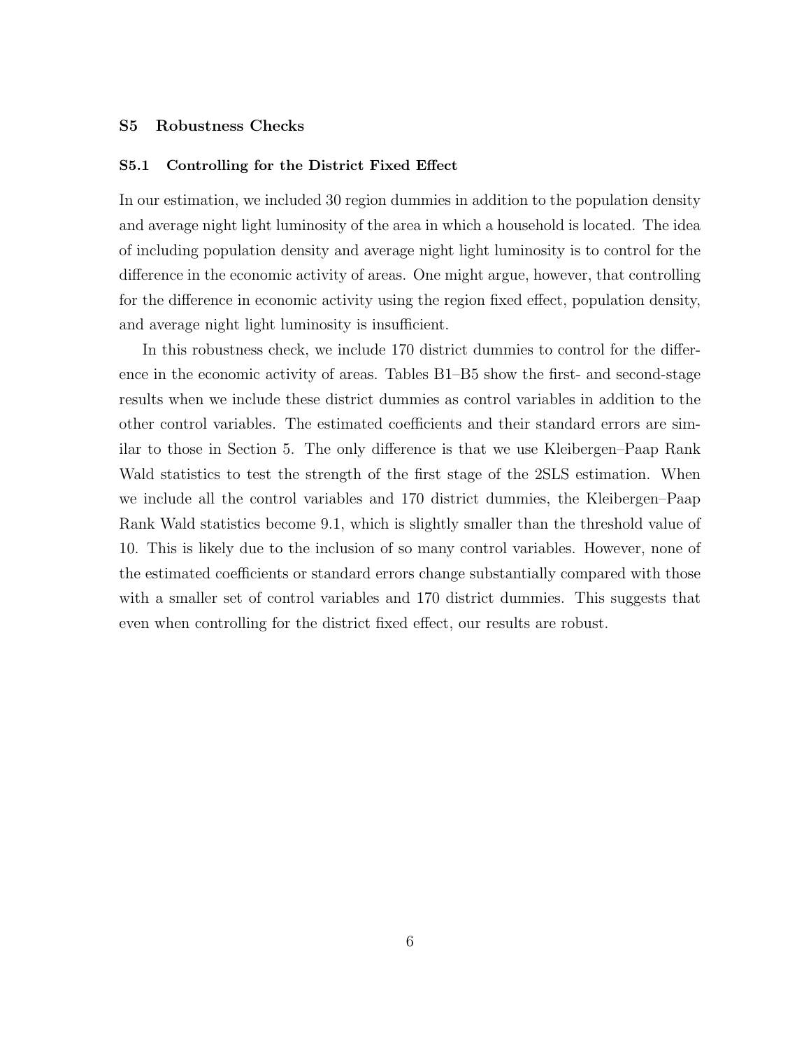## S5 Robustness Checks

### S5.1 Controlling for the District Fixed Effect

In our estimation, we included 30 region dummies in addition to the population density and average night light luminosity of the area in which a household is located. The idea of including population density and average night light luminosity is to control for the difference in the economic activity of areas. One might argue, however, that controlling for the difference in economic activity using the region fixed effect, population density, and average night light luminosity is insufficient.

In this robustness check, we include 170 district dummies to control for the difference in the economic activity of areas. Tables B1–B5 show the first- and second-stage results when we include these district dummies as control variables in addition to the other control variables. The estimated coefficients and their standard errors are similar to those in Section 5. The only difference is that we use Kleibergen–Paap Rank Wald statistics to test the strength of the first stage of the 2SLS estimation. When we include all the control variables and 170 district dummies, the Kleibergen–Paap Rank Wald statistics become 9.1, which is slightly smaller than the threshold value of 10. This is likely due to the inclusion of so many control variables. However, none of the estimated coefficients or standard errors change substantially compared with those with a smaller set of control variables and 170 district dummies. This suggests that even when controlling for the district fixed effect, our results are robust.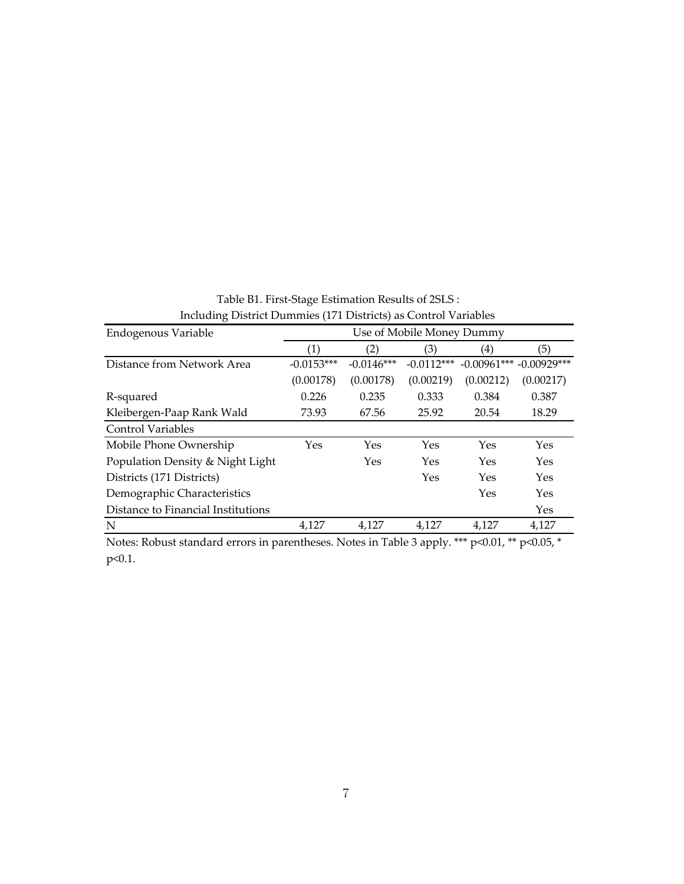Table B1. First-Stage Estimation Results of 2SLS :
Including District Dummies (171 Districts) as Control Variables

| Endogenous Variable | Use of Mobile Money Dummy | | | | |
|---|---|---|---|---|---|
| | (1) | (2) | (3) | (4) | (5) |
| Distance from Network Area | -0.0153*** | -0.0146*** | -0.0112*** | -0.00961*** | -0.00929*** |
| | (0.00178) | (0.00178) | (0.00219) | (0.00212) | (0.00217) |
| R-squared | 0.226 | 0.235 | 0.333 | 0.384 | 0.387 |
| Kleibergen-Paap Rank Wald | 73.93 | 67.56 | 25.92 | 20.54 | 18.29 |
| Control Variables | | | | | |
| Mobile Phone Ownership | Yes | Yes | Yes | Yes | Yes |
| Population Density & Night Light | | Yes | Yes | Yes | Yes |
| Districts (171 Districts) | | | Yes | Yes | Yes |
| Demographic Characteristics | | | | Yes | Yes |
| Distance to Financial Institutions | | | | | Yes |
| N | 4,127 | 4,127 | 4,127 | 4,127 | 4,127 |

Notes: Robust standard errors in parentheses. Notes in Table 3 apply. *** p<0.01, ** p<0.05, * p<0.1.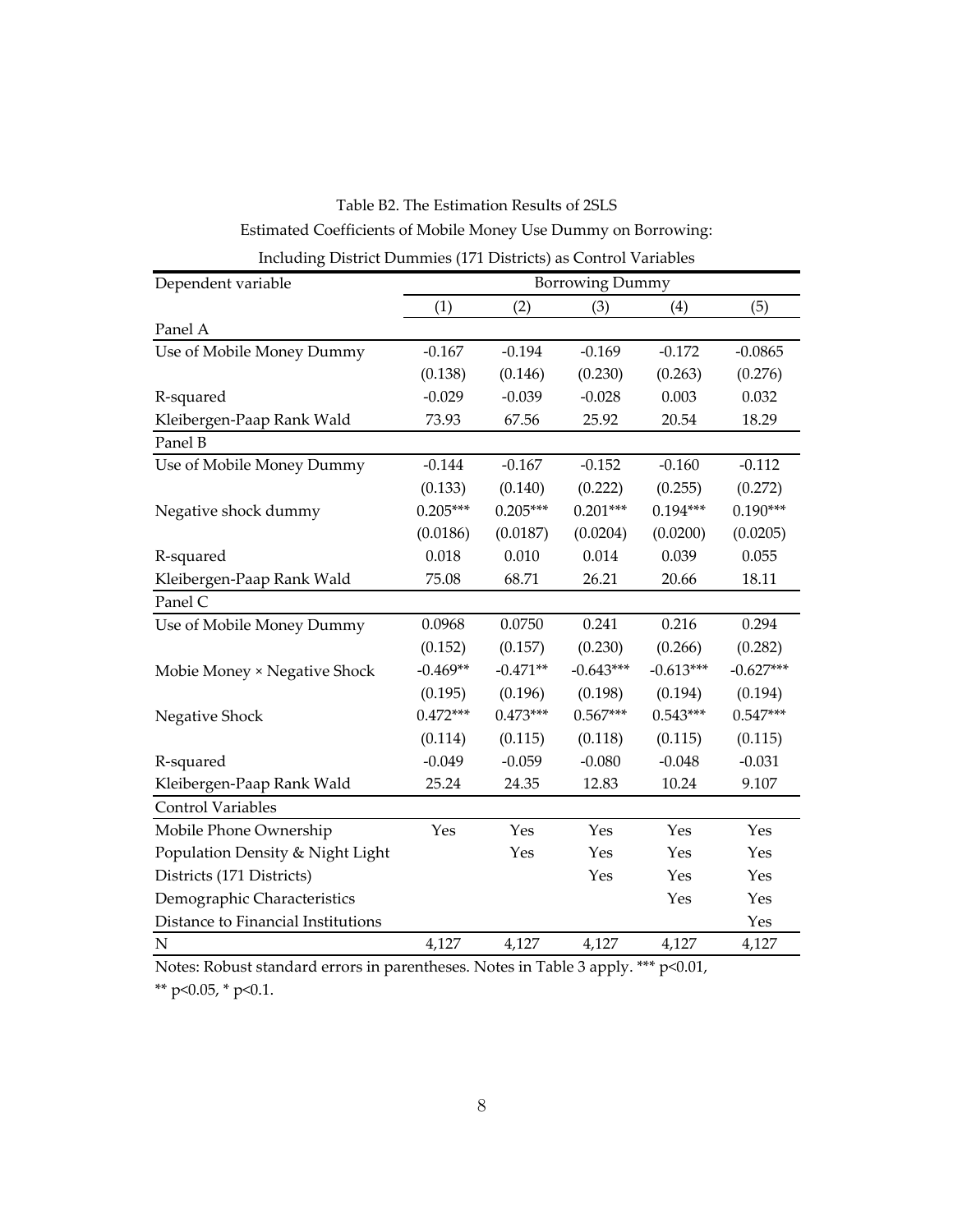Table B2. The Estimation Results of 2SLS

Estimated Coefficients of Mobile Money Use Dummy on Borrowing:

Including District Dummies (171 Districts) as Control Variables

| Dependent variable | Borrowing Dummy | | | | |
|---|---|---|---|---|---|
| | (1) | (2) | (3) | (4) | (5) |
| Panel A | | | | | |
| Use of Mobile Money Dummy | -0.167 | -0.194 | -0.169 | -0.172 | -0.0865 |
| | (0.138) | (0.146) | (0.230) | (0.263) | (0.276) |
| R-squared | -0.029 | -0.039 | -0.028 | 0.003 | 0.032 |
| Kleibergen-Paap Rank Wald | 73.93 | 67.56 | 25.92 | 20.54 | 18.29 |
| Panel B | | | | | |
| Use of Mobile Money Dummy | -0.144 | -0.167 | -0.152 | -0.160 | -0.112 |
| | (0.133) | (0.140) | (0.222) | (0.255) | (0.272) |
| Negative shock dummy | 0.205*** | 0.205*** | 0.201*** | 0.194*** | 0.190*** |
| | (0.0186) | (0.0187) | (0.0204) | (0.0200) | (0.0205) |
| R-squared | 0.018 | 0.010 | 0.014 | 0.039 | 0.055 |
| Kleibergen-Paap Rank Wald | 75.08 | 68.71 | 26.21 | 20.66 | 18.11 |
| Panel C | | | | | |
| Use of Mobile Money Dummy | 0.0968 | 0.0750 | 0.241 | 0.216 | 0.294 |
| | (0.152) | (0.157) | (0.230) | (0.266) | (0.282) |
| Mobie Money × Negative Shock | -0.469** | -0.471** | -0.643*** | -0.613*** | -0.627*** |
| | (0.195) | (0.196) | (0.198) | (0.194) | (0.194) |
| Negative Shock | 0.472*** | 0.473*** | 0.567*** | 0.543*** | 0.547*** |
| | (0.114) | (0.115) | (0.118) | (0.115) | (0.115) |
| R-squared | -0.049 | -0.059 | -0.080 | -0.048 | -0.031 |
| Kleibergen-Paap Rank Wald | 25.24 | 24.35 | 12.83 | 10.24 | 9.107 |
| Control Variables | | | | | |
| Mobile Phone Ownership | Yes | Yes | Yes | Yes | Yes |
| Population Density & Night Light | | Yes | Yes | Yes | Yes |
| Districts (171 Districts) | | | Yes | Yes | Yes |
| Demographic Characteristics | | | | Yes | Yes |
| Distance to Financial Institutions | | | | | Yes |
| N | 4,127 | 4,127 | 4,127 | 4,127 | 4,127 |

Notes: Robust standard errors in parentheses. Notes in Table 3 apply. *** p<0.01, ** p<0.05, * p<0.1.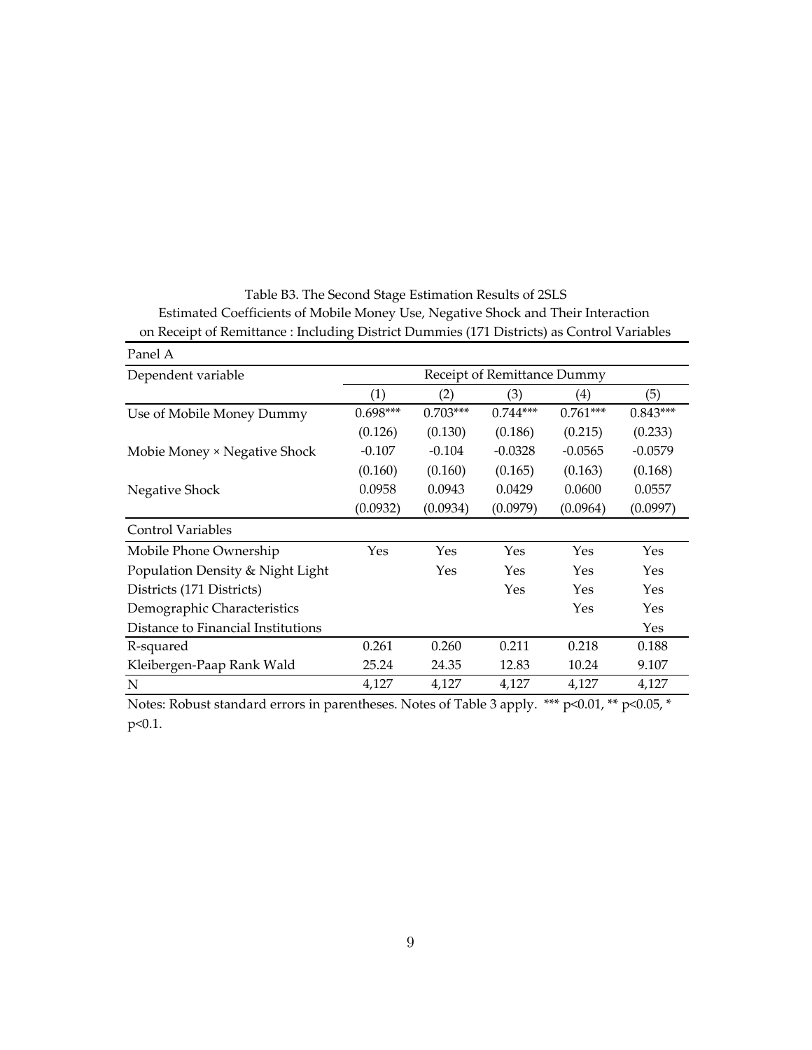Table B3. The Second Stage Estimation Results of 2SLS

Estimated Coefficients of Mobile Money Use, Negative Shock and Their Interaction on Receipt of Remittance : Including District Dummies (171 Districts) as Control Variables

| Panel A | | | | | |
|---|---|---|---|---|---|
| Dependent variable | Receipt of Remittance Dummy | | | | |
| | (1) | (2) | (3) | (4) | (5) |
| Use of Mobile Money Dummy | 0.698*** | 0.703*** | 0.744*** | 0.761*** | 0.843*** |
| | (0.126) | (0.130) | (0.186) | (0.215) | (0.233) |
| Mobie Money × Negative Shock | -0.107 | -0.104 | -0.0328 | -0.0565 | -0.0579 |
| | (0.160) | (0.160) | (0.165) | (0.163) | (0.168) |
| Negative Shock | 0.0958 | 0.0943 | 0.0429 | 0.0600 | 0.0557 |
| | (0.0932) | (0.0934) | (0.0979) | (0.0964) | (0.0997) |
| Control Variables | | | | | |
| Mobile Phone Ownership | Yes | Yes | Yes | Yes | Yes |
| Population Density & Night Light | | Yes | Yes | Yes | Yes |
| Districts (171 Districts) | | | Yes | Yes | Yes |
| Demographic Characteristics | | | | Yes | Yes |
| Distance to Financial Institutions | | | | | Yes |
| R-squared | 0.261 | 0.260 | 0.211 | 0.218 | 0.188 |
| Kleibergen-Paap Rank Wald | 25.24 | 24.35 | 12.83 | 10.24 | 9.107 |
| N | 4,127 | 4,127 | 4,127 | 4,127 | 4,127 |

Notes: Robust standard errors in parentheses. Notes of Table 3 apply. *** $p<0.01$, ** $p<0.05$, * $p<0.1$.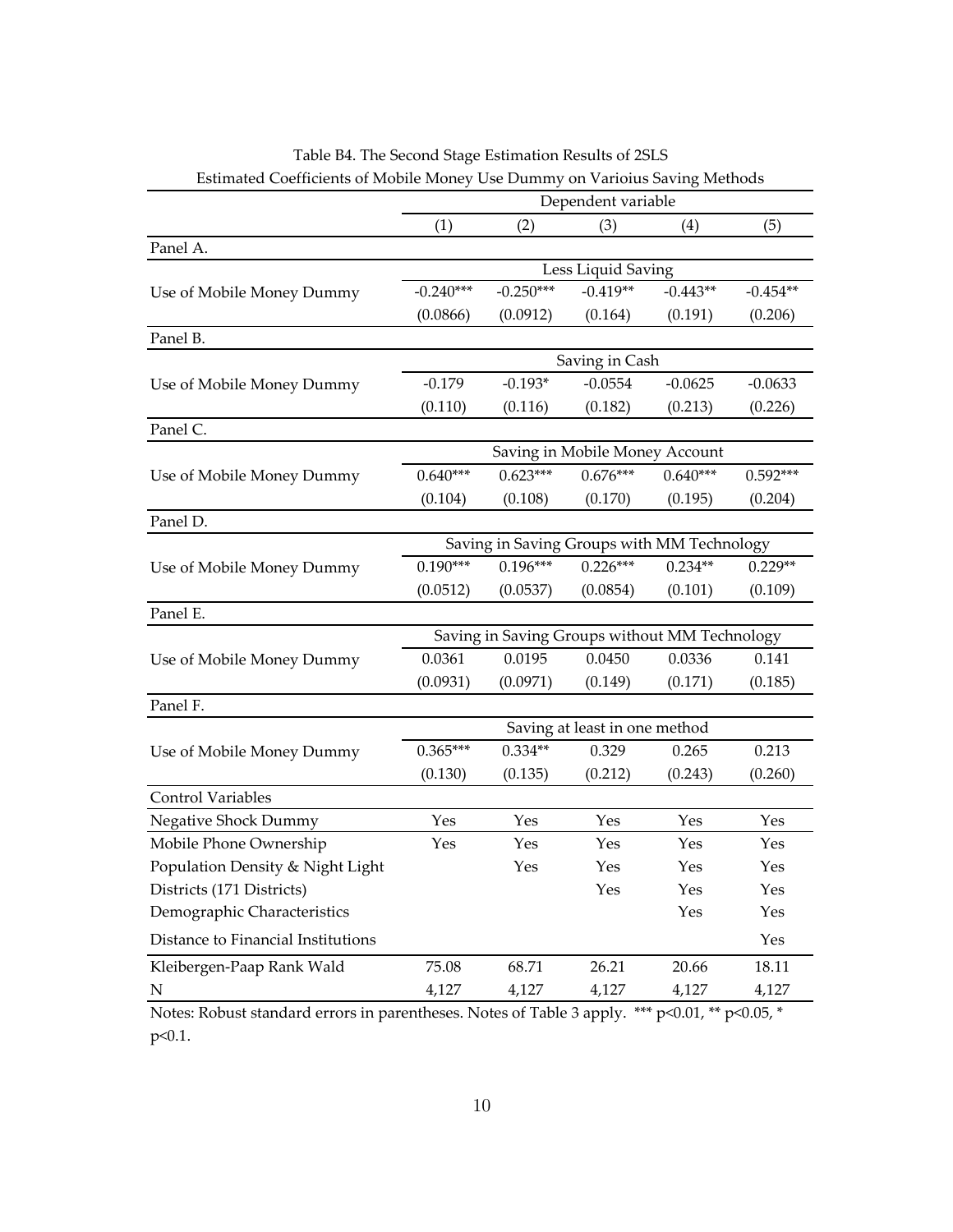Table B4. The Second Stage Estimation Results of 2SLS

Estimated Coefficients of Mobile Money Use Dummy on Varioius Saving Methods

| | Dependent variable | | | | |
|---|---|---|---|---|---|
| | (1) | (2) | (3) | (4) | (5) |
| **Panel A.** | | | | | |
| | Less Liquid Saving | | | | |
| Use of Mobile Money Dummy | -0.240*** | -0.250*** | -0.419** | -0.443** | -0.454** |
| | (0.0866) | (0.0912) | (0.164) | (0.191) | (0.206) |
| **Panel B.** | | | | | |
| | Saving in Cash | | | | |
| Use of Mobile Money Dummy | -0.179 | -0.193* | -0.0554 | -0.0625 | -0.0633 |
| | (0.110) | (0.116) | (0.182) | (0.213) | (0.226) |
| **Panel C.** | | | | | |
| | Saving in Mobile Money Account | | | | |
| Use of Mobile Money Dummy | 0.640*** | 0.623*** | 0.676*** | 0.640*** | 0.592*** |
| | (0.104) | (0.108) | (0.170) | (0.195) | (0.204) |
| **Panel D.** | | | | | |
| | Saving in Saving Groups with MM Technology | | | | |
| Use of Mobile Money Dummy | 0.190*** | 0.196*** | 0.226*** | 0.234** | 0.229** |
| | (0.0512) | (0.0537) | (0.0854) | (0.101) | (0.109) |
| **Panel E.** | | | | | |
| | Saving in Saving Groups without MM Technology | | | | |
| Use of Mobile Money Dummy | 0.0361 | 0.0195 | 0.0450 | 0.0336 | 0.141 |
| | (0.0931) | (0.0971) | (0.149) | (0.171) | (0.185) |
| **Panel F.** | | | | | |
| | Saving at least in one method | | | | |
| Use of Mobile Money Dummy | 0.365*** | 0.334** | 0.329 | 0.265 | 0.213 |
| | (0.130) | (0.135) | (0.212) | (0.243) | (0.260) |
| Control Variables | | | | | |
| Negative Shock Dummy | Yes | Yes | Yes | Yes | Yes |
| Mobile Phone Ownership | Yes | Yes | Yes | Yes | Yes |
| Population Density & Night Light | | Yes | Yes | Yes | Yes |
| Districts (171 Districts) | | | Yes | Yes | Yes |
| Demographic Characteristics | | | | Yes | Yes |
| Distance to Financial Institutions | | | | | Yes |
| Kleibergen-Paap Rank Wald | 75.08 | 68.71 | 26.21 | 20.66 | 18.11 |
| N | 4,127 | 4,127 | 4,127 | 4,127 | 4,127 |

Notes: Robust standard errors in parentheses. Notes of Table 3 apply. *** p<0.01, ** p<0.05, * p<0.1.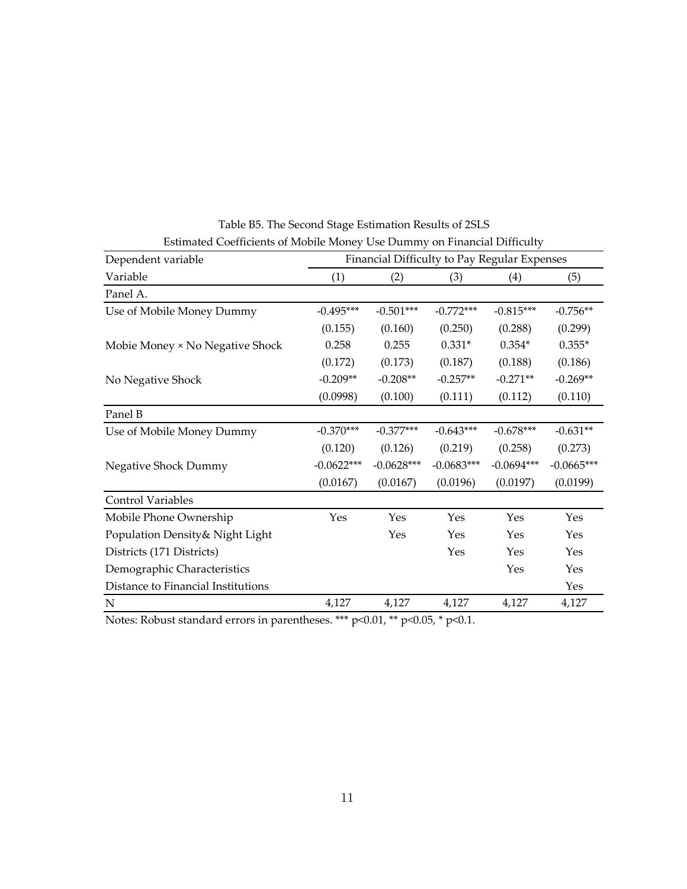Table B5. The Second Stage Estimation Results of 2SLS

Estimated Coefficients of Mobile Money Use Dummy on Financial Difficulty

| Dependent variable | Financial Difficulty to Pay Regular Expenses | | | | |
|---|---|---|---|---|---|
| Variable | (1) | (2) | (3) | (4) | (5) |
| Panel A. | | | | | |
| Use of Mobile Money Dummy | -0.495*** | -0.501*** | -0.772*** | -0.815*** | -0.756** |
| | (0.155) | (0.160) | (0.250) | (0.288) | (0.299) |
| Mobie Money × No Negative Shock | 0.258 | 0.255 | 0.331* | 0.354* | 0.355* |
| | (0.172) | (0.173) | (0.187) | (0.188) | (0.186) |
| No Negative Shock | -0.209** | -0.208** | -0.257** | -0.271** | -0.269** |
| | (0.0998) | (0.100) | (0.111) | (0.112) | (0.110) |
| Panel B | | | | | |
| Use of Mobile Money Dummy | -0.370*** | -0.377*** | -0.643*** | -0.678*** | -0.631** |
| | (0.120) | (0.126) | (0.219) | (0.258) | (0.273) |
| Negative Shock Dummy | -0.0622*** | -0.0628*** | -0.0683*** | -0.0694*** | -0.0665*** |
| | (0.0167) | (0.0167) | (0.0196) | (0.0197) | (0.0199) |
| Control Variables | | | | | |
| Mobile Phone Ownership | Yes | Yes | Yes | Yes | Yes |
| Population Density& Night Light | | Yes | Yes | Yes | Yes |
| Districts (171 Districts) | | | Yes | Yes | Yes |
| Demographic Characteristics | | | | Yes | Yes |
| Distance to Financial Institutions | | | | | Yes |
| N | 4,127 | 4,127 | 4,127 | 4,127 | 4,127 |

Notes: Robust standard errors in parentheses. *** p<0.01, ** p<0.05, * p<0.1.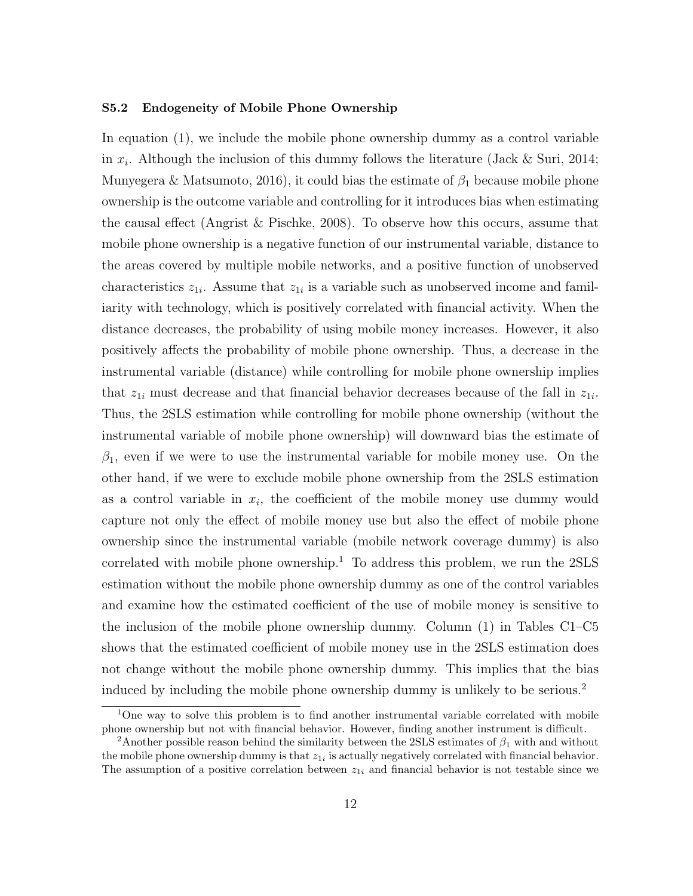### S5.2 Endogeneity of Mobile Phone Ownership

In equation (1), we include the mobile phone ownership dummy as a control variable in $x_i$. Although the inclusion of this dummy follows the literature (Jack & Suri, 2014; Munyegera & Matsumoto, 2016), it could bias the estimate of $\beta_1$ because mobile phone ownership is the outcome variable and controlling for it introduces bias when estimating the causal effect (Angrist & Pischke, 2008). To observe how this occurs, assume that mobile phone ownership is a negative function of our instrumental variable, distance to the areas covered by multiple mobile networks, and a positive function of unobserved characteristics $z_{1i}$. Assume that $z_{1i}$ is a variable such as unobserved income and familiarity with technology, which is positively correlated with financial activity. When the distance decreases, the probability of using mobile money increases. However, it also positively affects the probability of mobile phone ownership. Thus, a decrease in the instrumental variable (distance) while controlling for mobile phone ownership implies that $z_{1i}$ must decrease and that financial behavior decreases because of the fall in $z_{1i}$. Thus, the 2SLS estimation while controlling for mobile phone ownership (without the instrumental variable of mobile phone ownership) will downward bias the estimate of $\beta_1$, even if we were to use the instrumental variable for mobile money use. On the other hand, if we were to exclude mobile phone ownership from the 2SLS estimation as a control variable in $x_i$, the coefficient of the mobile money use dummy would capture not only the effect of mobile money use but also the effect of mobile phone ownership since the instrumental variable (mobile network coverage dummy) is also correlated with mobile phone ownership.[1] To address this problem, we run the 2SLS estimation without the mobile phone ownership dummy as one of the control variables and examine how the estimated coefficient of the use of mobile money is sensitive to the inclusion of the mobile phone ownership dummy. Column (1) in Tables C1–C5 shows that the estimated coefficient of mobile money use in the 2SLS estimation does not change without the mobile phone ownership dummy. This implies that the bias induced by including the mobile phone ownership dummy is unlikely to be serious.[2]

[1] One way to solve this problem is to find another instrumental variable correlated with mobile phone ownership but not with financial behavior. However, finding another instrument is difficult.

[2] Another possible reason behind the similarity between the 2SLS estimates of $\beta_1$ with and without the mobile phone ownership dummy is that $z_{1i}$ is actually negatively correlated with financial behavior. The assumption of a positive correlation between $z_{1i}$ and financial behavior is not testable since we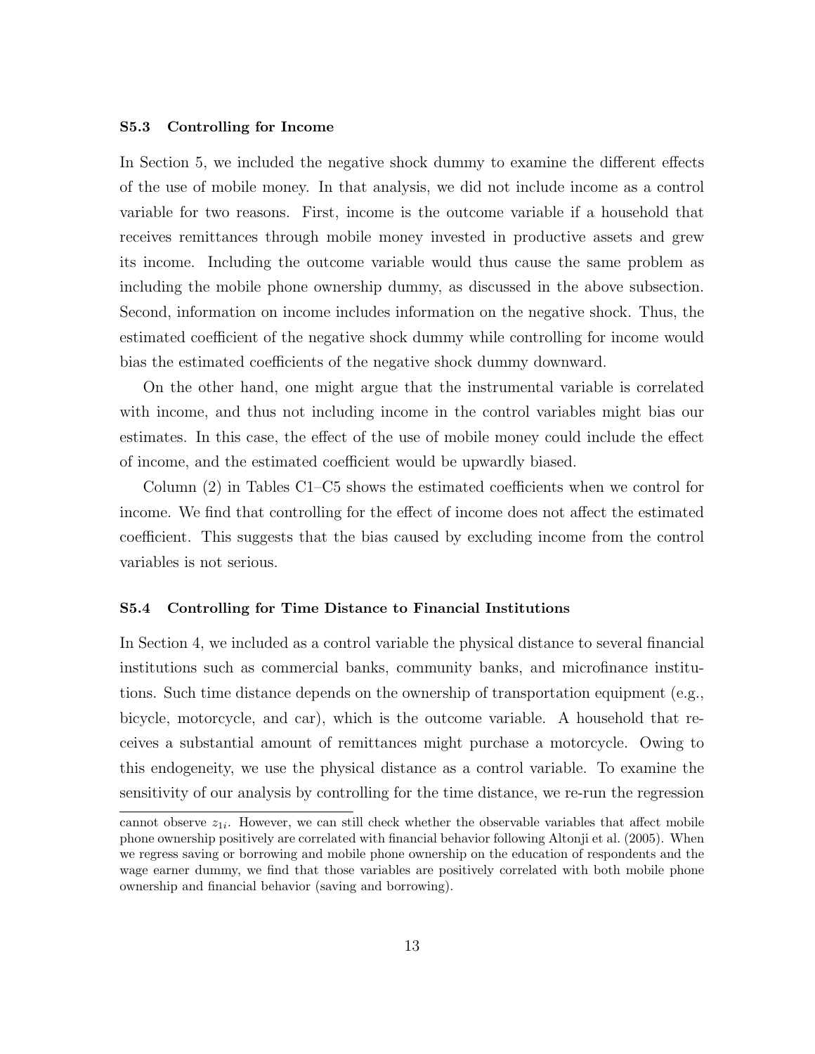### S5.3 Controlling for Income

In Section 5, we included the negative shock dummy to examine the different effects of the use of mobile money. In that analysis, we did not include income as a control variable for two reasons. First, income is the outcome variable if a household that receives remittances through mobile money invested in productive assets and grew its income. Including the outcome variable would thus cause the same problem as including the mobile phone ownership dummy, as discussed in the above subsection. Second, information on income includes information on the negative shock. Thus, the estimated coefficient of the negative shock dummy while controlling for income would bias the estimated coefficients of the negative shock dummy downward.

On the other hand, one might argue that the instrumental variable is correlated with income, and thus not including income in the control variables might bias our estimates. In this case, the effect of the use of mobile money could include the effect of income, and the estimated coefficient would be upwardly biased.

Column (2) in Tables C1–C5 shows the estimated coefficients when we control for income. We find that controlling for the effect of income does not affect the estimated coefficient. This suggests that the bias caused by excluding income from the control variables is not serious.

### S5.4 Controlling for Time Distance to Financial Institutions

In Section 4, we included as a control variable the physical distance to several financial institutions such as commercial banks, community banks, and microfinance institutions. Such time distance depends on the ownership of transportation equipment (e.g., bicycle, motorcycle, and car), which is the outcome variable. A household that receives a substantial amount of remittances might purchase a motorcycle. Owing to this endogeneity, we use the physical distance as a control variable. To examine the sensitivity of our analysis by controlling for the time distance, we re-run the regression

cannot observe $z_{1i}$. However, we can still check whether the observable variables that affect mobile phone ownership positively are correlated with financial behavior following Altonji et al. (2005). When we regress saving or borrowing and mobile phone ownership on the education of respondents and the wage earner dummy, we find that those variables are positively correlated with both mobile phone ownership and financial behavior (saving and borrowing).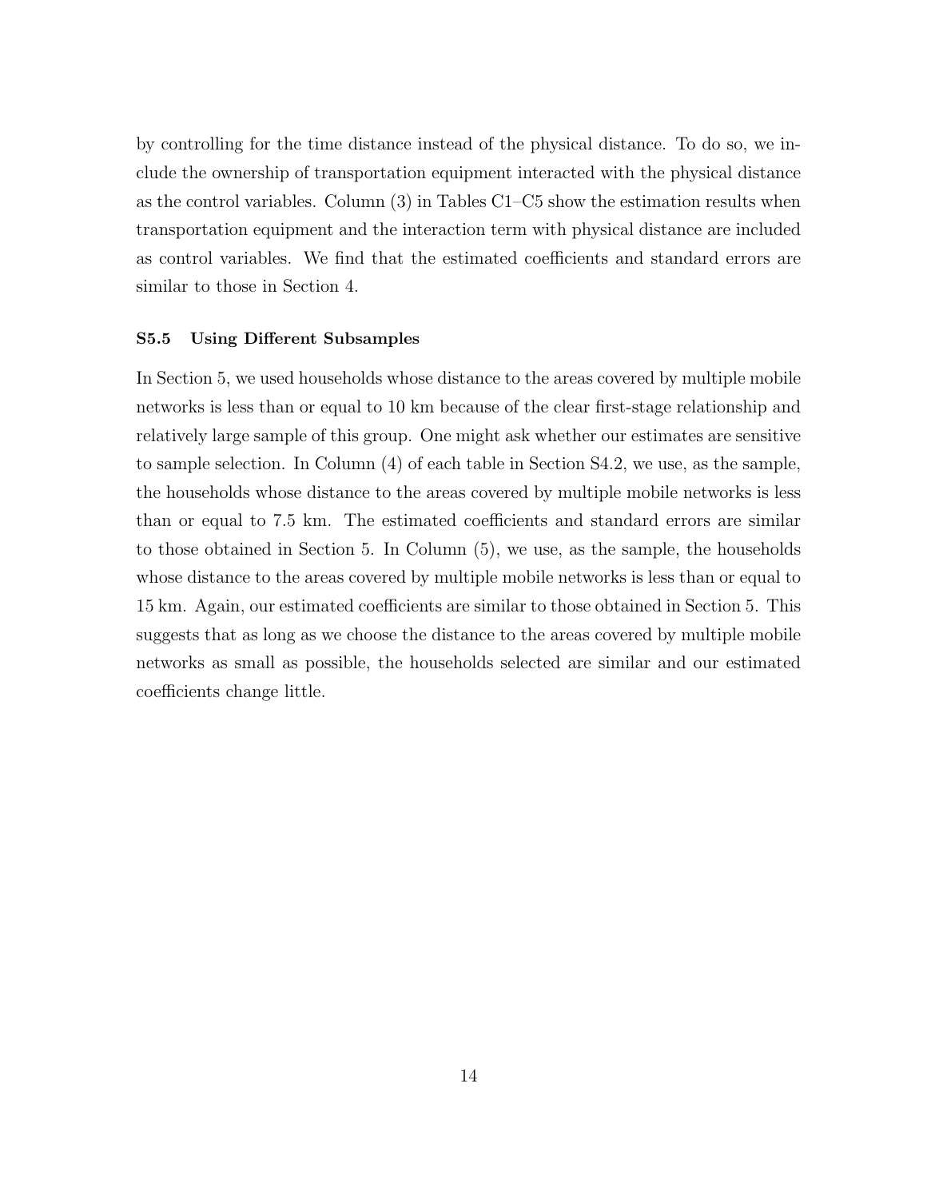by controlling for the time distance instead of the physical distance. To do so, we include the ownership of transportation equipment interacted with the physical distance as the control variables. Column (3) in Tables C1–C5 show the estimation results when transportation equipment and the interaction term with physical distance are included as control variables. We find that the estimated coefficients and standard errors are similar to those in Section 4.

### S5.5 Using Different Subsamples

In Section 5, we used households whose distance to the areas covered by multiple mobile networks is less than or equal to 10 km because of the clear first-stage relationship and relatively large sample of this group. One might ask whether our estimates are sensitive to sample selection. In Column (4) of each table in Section S4.2, we use, as the sample, the households whose distance to the areas covered by multiple mobile networks is less than or equal to 7.5 km. The estimated coefficients and standard errors are similar to those obtained in Section 5. In Column (5), we use, as the sample, the households whose distance to the areas covered by multiple mobile networks is less than or equal to 15 km. Again, our estimated coefficients are similar to those obtained in Section 5. This suggests that as long as we choose the distance to the areas covered by multiple mobile networks as small as possible, the households selected are similar and our estimated coefficients change little.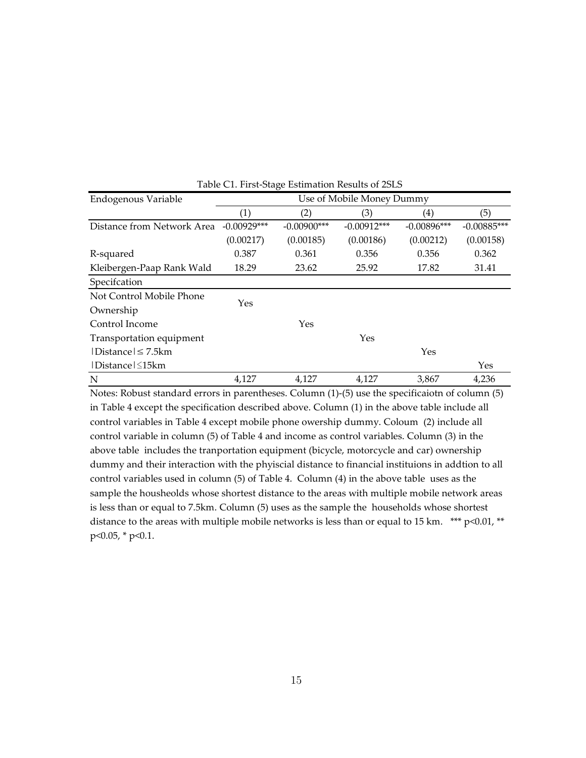Table C1. First-Stage Estimation Results of 2SLS

| Endogenous Variable | Use of Mobile Money Dummy | | | | |
|---|---|---|---|---|---|
| | (1) | (2) | (3) | (4) | (5) |
| Distance from Network Area | -0.00929*** | -0.00900*** | -0.00912*** | -0.00896*** | -0.00885*** |
| | (0.00217) | (0.00185) | (0.00186) | (0.00212) | (0.00158) |
| R-squared | 0.387 | 0.361 | 0.356 | 0.356 | 0.362 |
| Kleibergen-Paap Rank Wald | 18.29 | 23.62 | 25.92 | 17.82 | 31.41 |
| Specifcation | | | | | |
| Not Control Mobile Phone Ownership | Yes | | | | |
| Control Income | | Yes | | | |
| Transportation equipment | | | Yes | | |
| \|Distance\| ≤ 7.5km | | | | Yes | |
| \|Distance\| ≤15km | | | | | Yes |
| N | 4,127 | 4,127 | 4,127 | 3,867 | 4,236 |

Notes: Robust standard errors in parentheses. Column (1)-(5) use the specificaiotn of column (5) in Table 4 except the specification described above. Column (1) in the above table include all control variables in Table 4 except mobile phone owership dummy. Coloum (2) include all control variable in column (5) of Table 4 and income as control variables. Column (3) in the above table includes the tranportation equipment (bicycle, motorcycle and car) ownership dummy and their interaction with the phyiscial distance to financial instituions in addtion to all control variables used in column (5) of Table 4. Column (4) in the above table uses as the sample the housheolds whose shortest distance to the areas with multiple mobile network areas is less than or equal to 7.5km. Column (5) uses as the sample the households whose shortest distance to the areas with multiple mobile networks is less than or equal to 15 km. *** p<0.01, ** p<0.05, * p<0.1.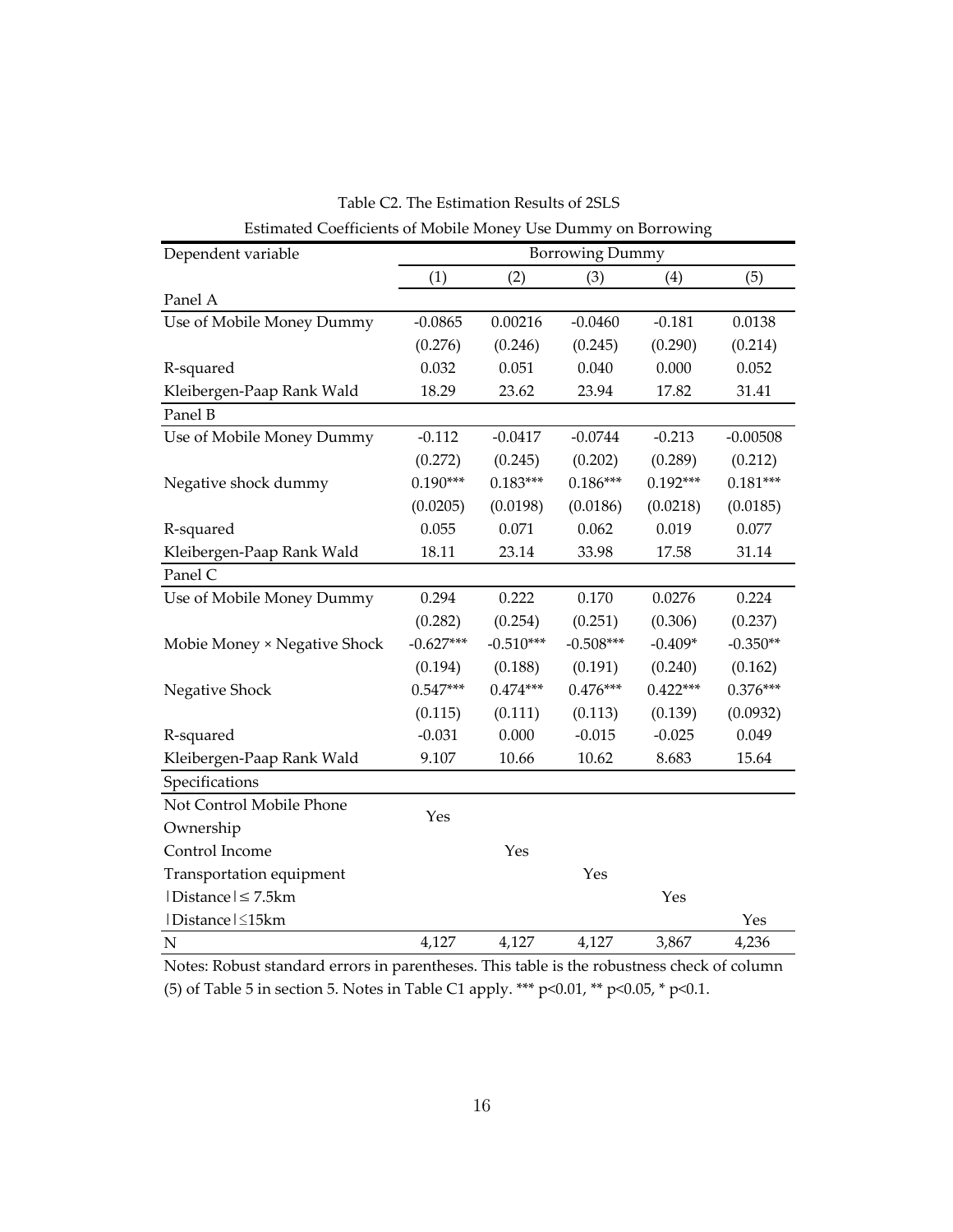Table C2. The Estimation Results of 2SLS

Estimated Coefficients of Mobile Money Use Dummy on Borrowing

| Dependent variable | Borrowing Dummy | | | | |
|---|---|---|---|---|---|
| | (1) | (2) | (3) | (4) | (5) |
| Panel A | | | | | |
| Use of Mobile Money Dummy | -0.0865 | 0.00216 | -0.0460 | -0.181 | 0.0138 |
| | (0.276) | (0.246) | (0.245) | (0.290) | (0.214) |
| R-squared | 0.032 | 0.051 | 0.040 | 0.000 | 0.052 |
| Kleibergen-Paap Rank Wald | 18.29 | 23.62 | 23.94 | 17.82 | 31.41 |
| Panel B | | | | | |
| Use of Mobile Money Dummy | -0.112 | -0.0417 | -0.0744 | -0.213 | -0.00508 |
| | (0.272) | (0.245) | (0.202) | (0.289) | (0.212) |
| Negative shock dummy | 0.190*** | 0.183*** | 0.186*** | 0.192*** | 0.181*** |
| | (0.0205) | (0.0198) | (0.0186) | (0.0218) | (0.0185) |
| R-squared | 0.055 | 0.071 | 0.062 | 0.019 | 0.077 |
| Kleibergen-Paap Rank Wald | 18.11 | 23.14 | 33.98 | 17.58 | 31.14 |
| Panel C | | | | | |
| Use of Mobile Money Dummy | 0.294 | 0.222 | 0.170 | 0.0276 | 0.224 |
| | (0.282) | (0.254) | (0.251) | (0.306) | (0.237) |
| Mobie Money × Negative Shock | -0.627*** | -0.510*** | -0.508*** | -0.409* | -0.350** |
| | (0.194) | (0.188) | (0.191) | (0.240) | (0.162) |
| Negative Shock | 0.547*** | 0.474*** | 0.476*** | 0.422*** | 0.376*** |
| | (0.115) | (0.111) | (0.113) | (0.139) | (0.0932) |
| R-squared | -0.031 | 0.000 | -0.015 | -0.025 | 0.049 |
| Kleibergen-Paap Rank Wald | 9.107 | 10.66 | 10.62 | 8.683 | 15.64 |
| Specifications | | | | | |
| Not Control Mobile Phone Ownership | Yes | | | | |
| Control Income | | Yes | | | |
| Transportation equipment | | | Yes | | |
| \|Distance\| ≤ 7.5km | | | | Yes | |
| \|Distance\| ≤15km | | | | | Yes |
| N | 4,127 | 4,127 | 4,127 | 3,867 | 4,236 |

Notes: Robust standard errors in parentheses. This table is the robustness check of column (5) of Table 5 in section 5. Notes in Table C1 apply. *** p<0.01, ** p<0.05, * p<0.1.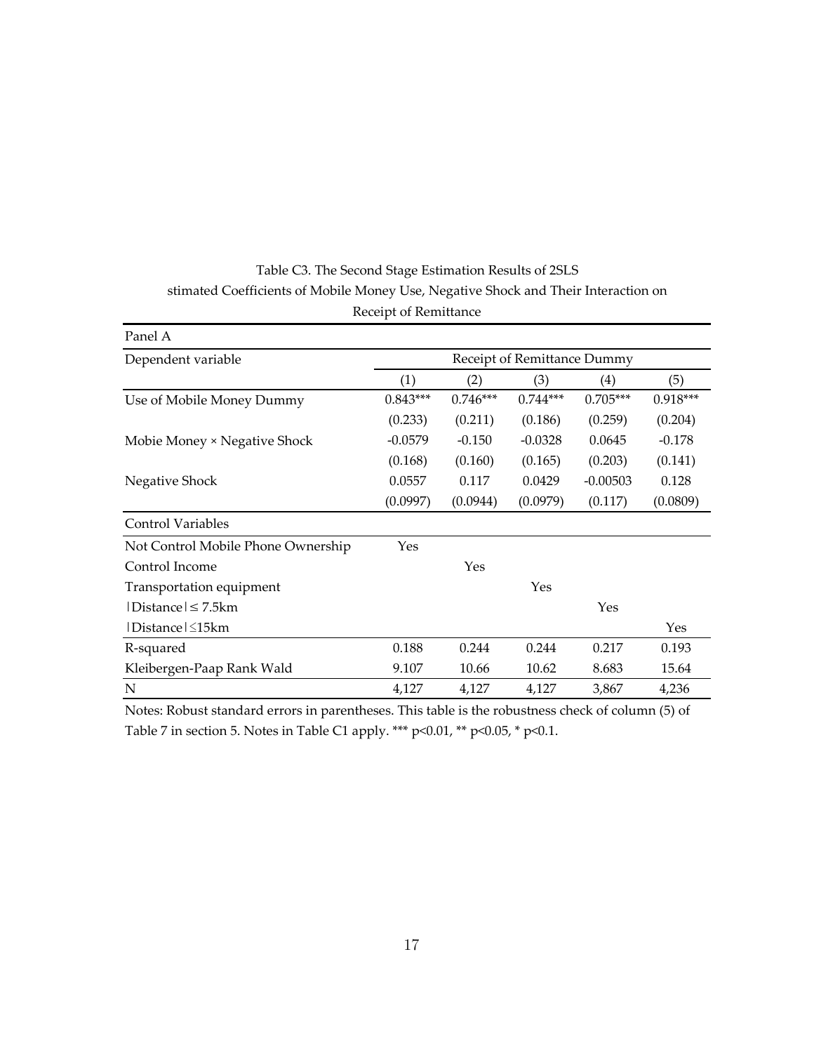Table C3. The Second Stage Estimation Results of 2SLS
stimated Coefficients of Mobile Money Use, Negative Shock and Their Interaction on Receipt of Remittance

| Panel A | | | | | |
|---|---|---|---|---|---|
| Dependent variable | Receipt of Remittance Dummy | | | | |
| | (1) | (2) | (3) | (4) | (5) |
| Use of Mobile Money Dummy | 0.843*** | 0.746*** | 0.744*** | 0.705*** | 0.918*** |
| | (0.233) | (0.211) | (0.186) | (0.259) | (0.204) |
| Mobie Money × Negative Shock | -0.0579 | -0.150 | -0.0328 | 0.0645 | -0.178 |
| | (0.168) | (0.160) | (0.165) | (0.203) | (0.141) |
| Negative Shock | 0.0557 | 0.117 | 0.0429 | -0.00503 | 0.128 |
| | (0.0997) | (0.0944) | (0.0979) | (0.117) | (0.0809) |
| Control Variables | | | | | |
| Not Control Mobile Phone Ownership | Yes | | | | |
| Control Income | | Yes | | | |
| Transportation equipment | | | Yes | | |
| $\lvert$Distance$\rvert \leq$ 7.5km | | | | Yes | |
| $\lvert$Distance$\rvert \leq$15km | | | | | Yes |
| R-squared | 0.188 | 0.244 | 0.244 | 0.217 | 0.193 |
| Kleibergen-Paap Rank Wald | 9.107 | 10.66 | 10.62 | 8.683 | 15.64 |
| N | 4,127 | 4,127 | 4,127 | 3,867 | 4,236 |

Notes: Robust standard errors in parentheses. This table is the robustness check of column (5) of Table 7 in section 5. Notes in Table C1 apply. *** p<0.01, ** p<0.05, * p<0.1.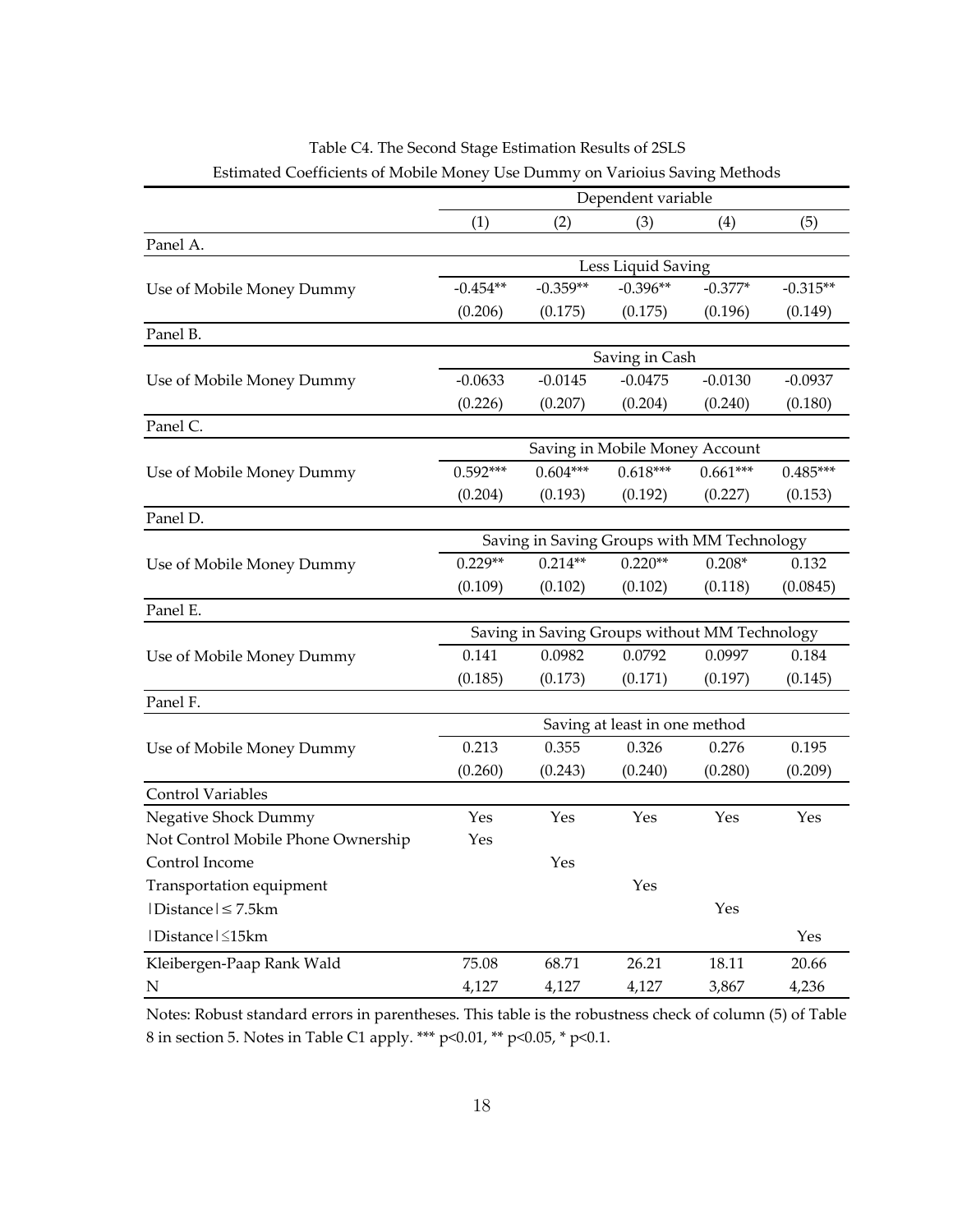Table C4. The Second Stage Estimation Results of 2SLS

Estimated Coefficients of Mobile Money Use Dummy on Varioius Saving Methods

| | Dependent variable | | | | |
|---|---|---|---|---|---|
| | (1) | (2) | (3) | (4) | (5) |
| Panel A. | | | | | |
| | Less Liquid Saving | | | | |
| Use of Mobile Money Dummy | -0.454** | -0.359** | -0.396** | -0.377* | -0.315** |
| | (0.206) | (0.175) | (0.175) | (0.196) | (0.149) |
| Panel B. | | | | | |
| | Saving in Cash | | | | |
| Use of Mobile Money Dummy | -0.0633 | -0.0145 | -0.0475 | -0.0130 | -0.0937 |
| | (0.226) | (0.207) | (0.204) | (0.240) | (0.180) |
| Panel C. | | | | | |
| | Saving in Mobile Money Account | | | | |
| Use of Mobile Money Dummy | 0.592*** | 0.604*** | 0.618*** | 0.661*** | 0.485*** |
| | (0.204) | (0.193) | (0.192) | (0.227) | (0.153) |
| Panel D. | | | | | |
| | Saving in Saving Groups with MM Technology | | | | |
| Use of Mobile Money Dummy | 0.229** | 0.214** | 0.220** | 0.208* | 0.132 |
| | (0.109) | (0.102) | (0.102) | (0.118) | (0.0845) |
| Panel E. | | | | | |
| | Saving in Saving Groups without MM Technology | | | | |
| Use of Mobile Money Dummy | 0.141 | 0.0982 | 0.0792 | 0.0997 | 0.184 |
| | (0.185) | (0.173) | (0.171) | (0.197) | (0.145) |
| Panel F. | | | | | |
| | Saving at least in one method | | | | |
| Use of Mobile Money Dummy | 0.213 | 0.355 | 0.326 | 0.276 | 0.195 |
| | (0.260) | (0.243) | (0.240) | (0.280) | (0.209) |
| Control Variables | | | | | |
| Negative Shock Dummy | Yes | Yes | Yes | Yes | Yes |
| Not Control Mobile Phone Ownership | Yes | | | | |
| Control Income | | Yes | | | |
| Transportation equipment | | | Yes | | |
| $\vert$Distance$\vert \leq$ 7.5km | | | | Yes | |
| $\vert$Distance$\vert \leq$15km | | | | | Yes |
| Kleibergen-Paap Rank Wald | 75.08 | 68.71 | 26.21 | 18.11 | 20.66 |
| N | 4,127 | 4,127 | 4,127 | 3,867 | 4,236 |

Notes: Robust standard errors in parentheses. This table is the robustness check of column (5) of Table 8 in section 5. Notes in Table C1 apply. *** p<0.01, ** p<0.05, * p<0.1.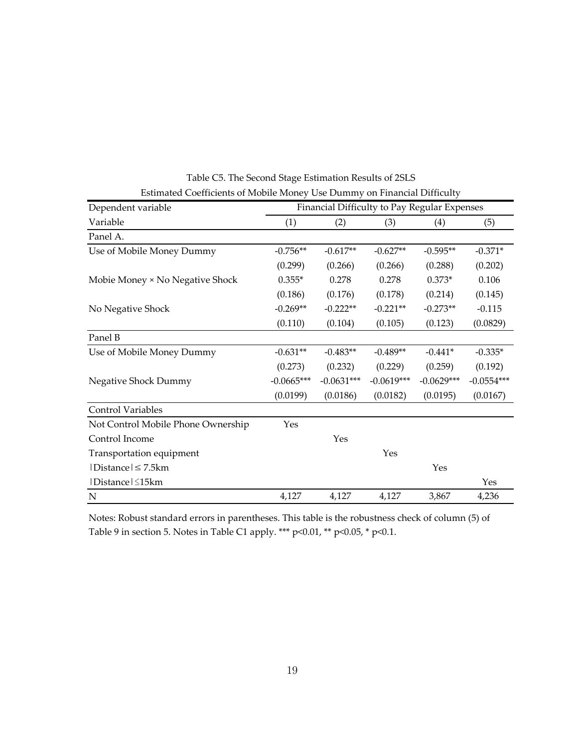Table C5. The Second Stage Estimation Results of 2SLS

Estimated Coefficients of Mobile Money Use Dummy on Financial Difficulty

| Dependent variable | Financial Difficulty to Pay Regular Expenses | | | | |
|---|---|---|---|---|---|
| Variable | (1) | (2) | (3) | (4) | (5) |
| Panel A. | | | | | |
| Use of Mobile Money Dummy | -0.756** | -0.617** | -0.627** | -0.595** | -0.371* |
| | (0.299) | (0.266) | (0.266) | (0.288) | (0.202) |
| Mobie Money × No Negative Shock | 0.355* | 0.278 | 0.278 | 0.373* | 0.106 |
| | (0.186) | (0.176) | (0.178) | (0.214) | (0.145) |
| No Negative Shock | -0.269** | -0.222** | -0.221** | -0.273** | -0.115 |
| | (0.110) | (0.104) | (0.105) | (0.123) | (0.0829) |
| Panel B | | | | | |
| Use of Mobile Money Dummy | -0.631** | -0.483** | -0.489** | -0.441* | -0.335* |
| | (0.273) | (0.232) | (0.229) | (0.259) | (0.192) |
| Negative Shock Dummy | -0.0665*** | -0.0631*** | -0.0619*** | -0.0629*** | -0.0554*** |
| | (0.0199) | (0.0186) | (0.0182) | (0.0195) | (0.0167) |
| Control Variables | | | | | |
| Not Control Mobile Phone Ownership | Yes | | | | |
| Control Income | | Yes | | | |
| Transportation equipment | | | Yes | | |
| \|Distance\| ≤ 7.5km | | | | Yes | |
| \|Distance\| ≤15km | | | | | Yes |
| N | 4,127 | 4,127 | 4,127 | 3,867 | 4,236 |

Notes: Robust standard errors in parentheses. This table is the robustness check of column (5) of Table 9 in section 5. Notes in Table C1 apply. *** p<0.01, ** p<0.05, * p<0.1.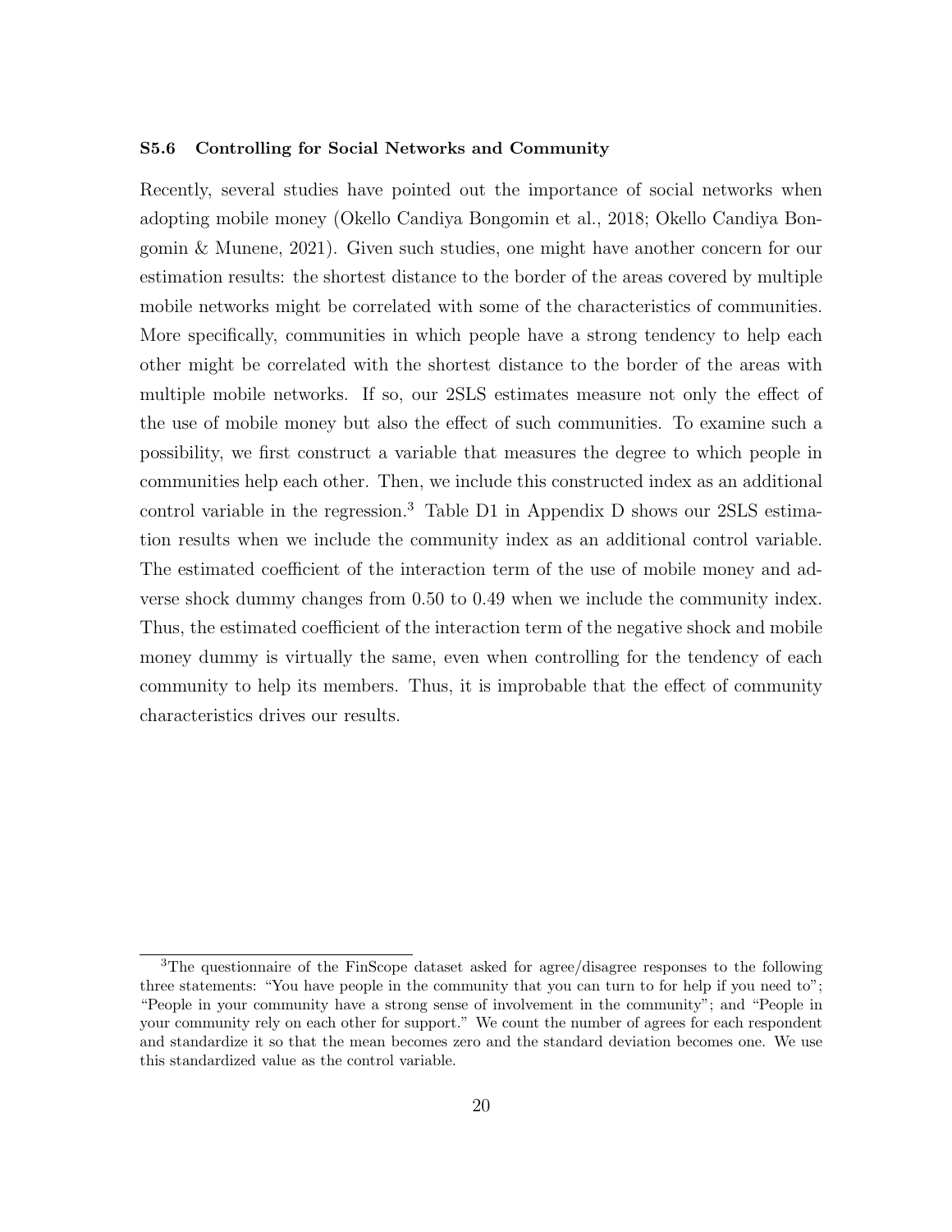### S5.6 Controlling for Social Networks and Community

Recently, several studies have pointed out the importance of social networks when adopting mobile money (Okello Candiya Bongomin et al., 2018; Okello Candiya Bongomin & Munene, 2021). Given such studies, one might have another concern for our estimation results: the shortest distance to the border of the areas covered by multiple mobile networks might be correlated with some of the characteristics of communities. More specifically, communities in which people have a strong tendency to help each other might be correlated with the shortest distance to the border of the areas with multiple mobile networks. If so, our 2SLS estimates measure not only the effect of the use of mobile money but also the effect of such communities. To examine such a possibility, we first construct a variable that measures the degree to which people in communities help each other. Then, we include this constructed index as an additional control variable in the regression.[3] Table D1 in Appendix D shows our 2SLS estimation results when we include the community index as an additional control variable. The estimated coefficient of the interaction term of the use of mobile money and adverse shock dummy changes from 0.50 to 0.49 when we include the community index. Thus, the estimated coefficient of the interaction term of the negative shock and mobile money dummy is virtually the same, even when controlling for the tendency of each community to help its members. Thus, it is improbable that the effect of community characteristics drives our results.

[3] The questionnaire of the FinScope dataset asked for agree/disagree responses to the following three statements: "You have people in the community that you can turn to for help if you need to"; "People in your community have a strong sense of involvement in the community"; and "People in your community rely on each other for support." We count the number of agrees for each respondent and standardize it so that the mean becomes zero and the standard deviation becomes one. We use this standardized value as the control variable.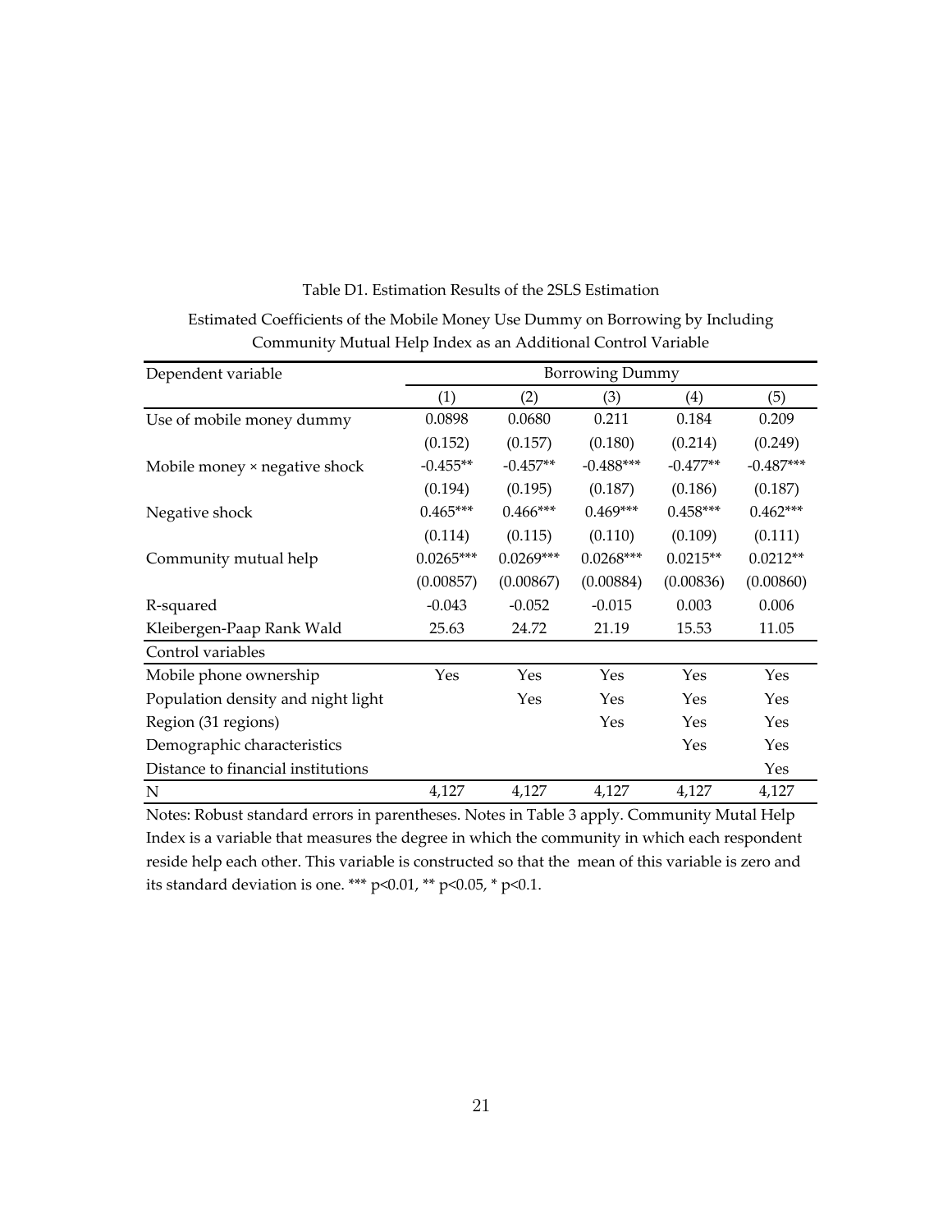Table D1. Estimation Results of the 2SLS Estimation

Estimated Coefficients of the Mobile Money Use Dummy on Borrowing by Including Community Mutual Help Index as an Additional Control Variable

| Dependent variable | Borrowing Dummy | | | | |
|---|---|---|---|---|---|
| | (1) | (2) | (3) | (4) | (5) |
| Use of mobile money dummy | 0.0898 | 0.0680 | 0.211 | 0.184 | 0.209 |
| | (0.152) | (0.157) | (0.180) | (0.214) | (0.249) |
| Mobile money × negative shock | -0.455** | -0.457** | -0.488*** | -0.477** | -0.487*** |
| | (0.194) | (0.195) | (0.187) | (0.186) | (0.187) |
| Negative shock | 0.465*** | 0.466*** | 0.469*** | 0.458*** | 0.462*** |
| | (0.114) | (0.115) | (0.110) | (0.109) | (0.111) |
| Community mutual help | 0.0265*** | 0.0269*** | 0.0268*** | 0.0215** | 0.0212** |
| | (0.00857) | (0.00867) | (0.00884) | (0.00836) | (0.00860) |
| R-squared | -0.043 | -0.052 | -0.015 | 0.003 | 0.006 |
| Kleibergen-Paap Rank Wald | 25.63 | 24.72 | 21.19 | 15.53 | 11.05 |
| Control variables | | | | | |
| Mobile phone ownership | Yes | Yes | Yes | Yes | Yes |
| Population density and night light | | Yes | Yes | Yes | Yes |
| Region (31 regions) | | | Yes | Yes | Yes |
| Demographic characteristics | | | | Yes | Yes |
| Distance to financial institutions | | | | | Yes |
| N | 4,127 | 4,127 | 4,127 | 4,127 | 4,127 |

Notes: Robust standard errors in parentheses. Notes in Table 3 apply. Community Mutal Help Index is a variable that measures the degree in which the community in which each respondent reside help each other. This variable is constructed so that the mean of this variable is zero and its standard deviation is one. *** p<0.01, ** p<0.05, * p<0.1.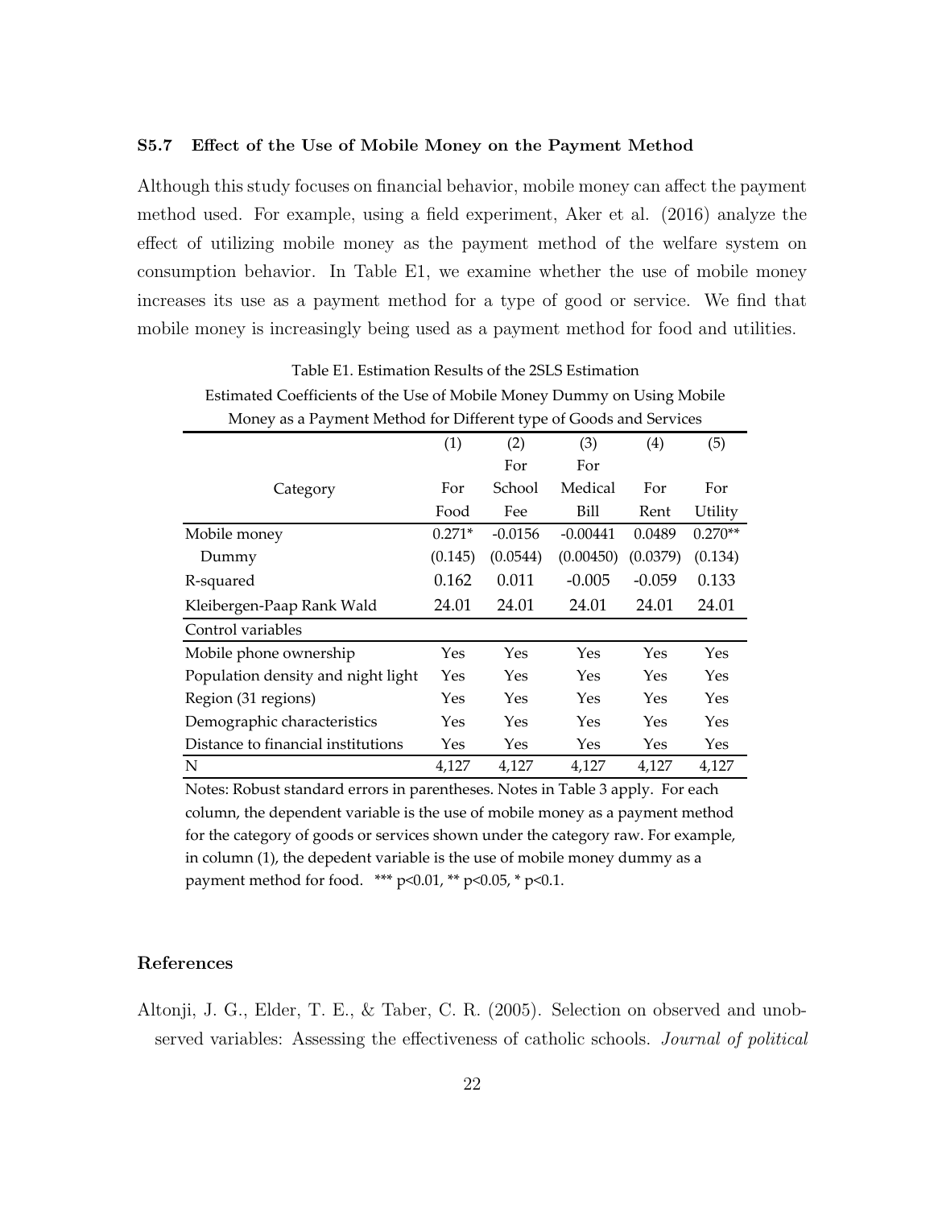### S5.7 Effect of the Use of Mobile Money on the Payment Method

Although this study focuses on financial behavior, mobile money can affect the payment method used. For example, using a field experiment, Aker et al. (2016) analyze the effect of utilizing mobile money as the payment method of the welfare system on consumption behavior. In Table E1, we examine whether the use of mobile money increases its use as a payment method for a type of good or service. We find that mobile money is increasingly being used as a payment method for food and utilities.

Table E1. Estimation Results of the 2SLS Estimation

Estimated Coefficients of the Use of Mobile Money Dummy on Using Mobile Money as a Payment Method for Different type of Goods and Services

| | (1) | (2) | (3) | (4) | (5) |
|---|---|---|---|---|---|
| Category | For Food | For School Fee | For Medical Bill | For Rent | For Utility |
| Mobile money | 0.271* | -0.0156 | -0.00441 | 0.0489 | 0.270** |
| Dummy | (0.145) | (0.0544) | (0.00450) | (0.0379) | (0.134) |
| R-squared | 0.162 | 0.011 | -0.005 | -0.059 | 0.133 |
| Kleibergen-Paap Rank Wald | 24.01 | 24.01 | 24.01 | 24.01 | 24.01 |
| Control variables | | | | | |
| Mobile phone ownership | Yes | Yes | Yes | Yes | Yes |
| Population density and night light | Yes | Yes | Yes | Yes | Yes |
| Region (31 regions) | Yes | Yes | Yes | Yes | Yes |
| Demographic characteristics | Yes | Yes | Yes | Yes | Yes |
| Distance to financial institutions | Yes | Yes | Yes | Yes | Yes |
| N | 4,127 | 4,127 | 4,127 | 4,127 | 4,127 |

Notes: Robust standard errors in parentheses. Notes in Table 3 apply. For each column, the dependent variable is the use of mobile money as a payment method for the category of goods or services shown under the category raw. For example, in column (1), the depedent variable is the use of mobile money dummy as a payment method for food. *** p<0.01, ** p<0.05, * p<0.1.

## References

Altonji, J. G., Elder, T. E., & Taber, C. R. (2005). Selection on observed and unobserved variables: Assessing the effectiveness of catholic schools. *Journal of political*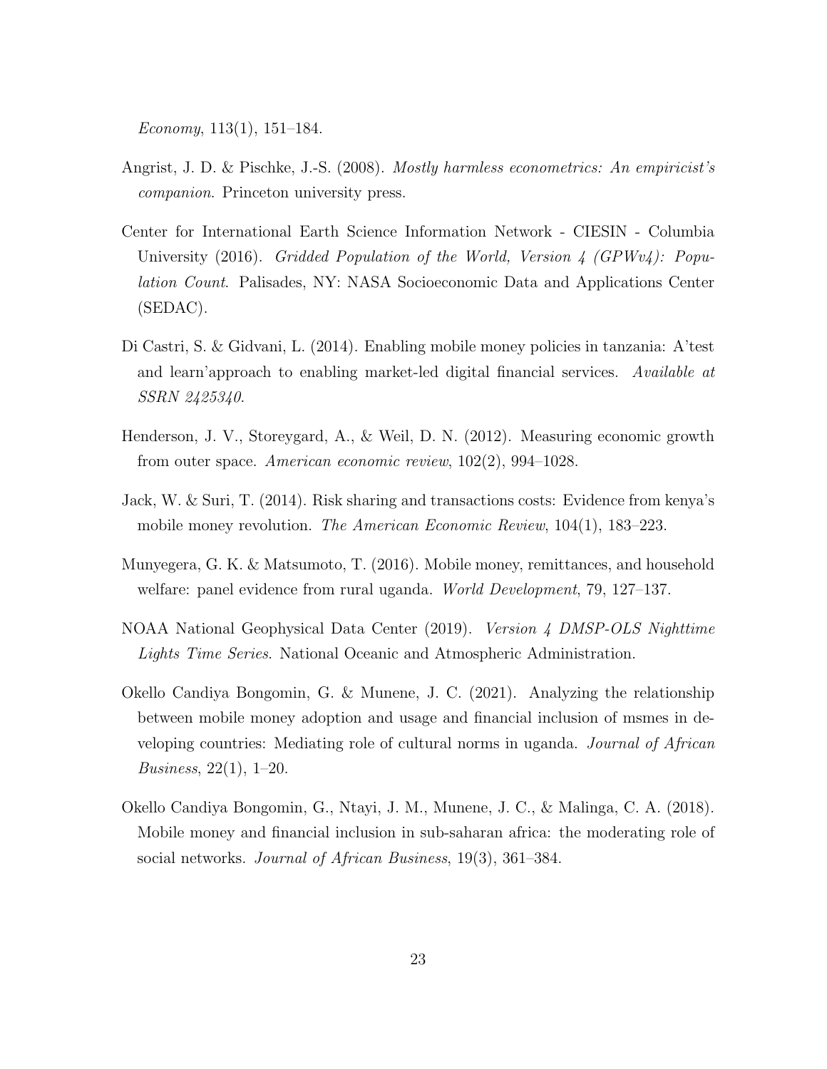*Economy*, 113(1), 151–184.

Angrist, J. D. & Pischke, J.-S. (2008). *Mostly harmless econometrics: An empiricist's companion*. Princeton university press.

Center for International Earth Science Information Network - CIESIN - Columbia University (2016). *Gridded Population of the World, Version 4 (GPWv4): Population Count*. Palisades, NY: NASA Socioeconomic Data and Applications Center (SEDAC).

Di Castri, S. & Gidvani, L. (2014). Enabling mobile money policies in tanzania: A'test and learn'approach to enabling market-led digital financial services. *Available at SSRN 2425340*.

Henderson, J. V., Storeygard, A., & Weil, D. N. (2012). Measuring economic growth from outer space. *American economic review*, 102(2), 994–1028.

Jack, W. & Suri, T. (2014). Risk sharing and transactions costs: Evidence from kenya's mobile money revolution. *The American Economic Review*, 104(1), 183–223.

Munyegera, G. K. & Matsumoto, T. (2016). Mobile money, remittances, and household welfare: panel evidence from rural uganda. *World Development*, 79, 127–137.

NOAA National Geophysical Data Center (2019). *Version 4 DMSP-OLS Nighttime Lights Time Series*. National Oceanic and Atmospheric Administration.

Okello Candiya Bongomin, G. & Munene, J. C. (2021). Analyzing the relationship between mobile money adoption and usage and financial inclusion of msmes in developing countries: Mediating role of cultural norms in uganda. *Journal of African Business*, 22(1), 1–20.

Okello Candiya Bongomin, G., Ntayi, J. M., Munene, J. C., & Malinga, C. A. (2018). Mobile money and financial inclusion in sub-saharan africa: the moderating role of social networks. *Journal of African Business*, 19(3), 361–384.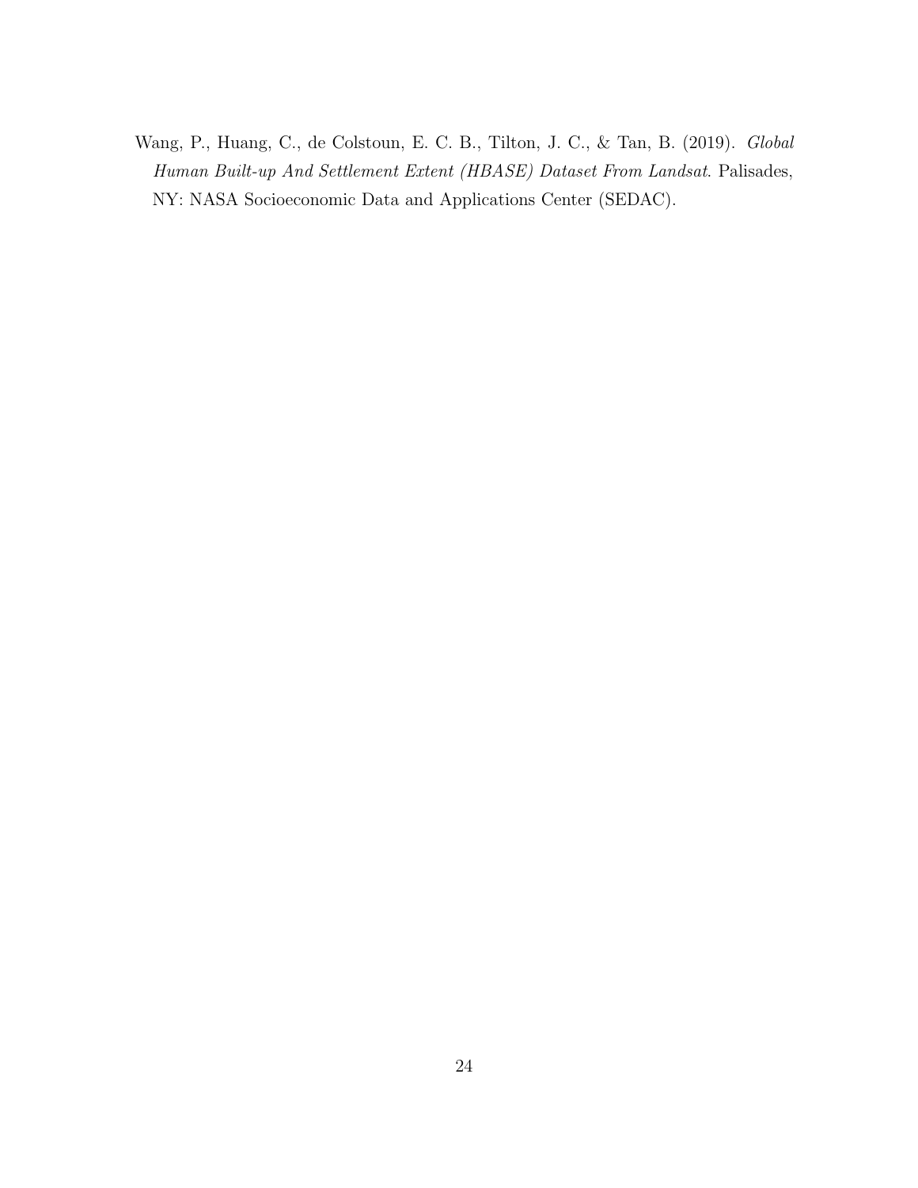Wang, P., Huang, C., de Colstoun, E. C. B., Tilton, J. C., & Tan, B. (2019). *Global Human Built-up And Settlement Extent (HBASE) Dataset From Landsat*. Palisades, NY: NASA Socioeconomic Data and Applications Center (SEDAC).